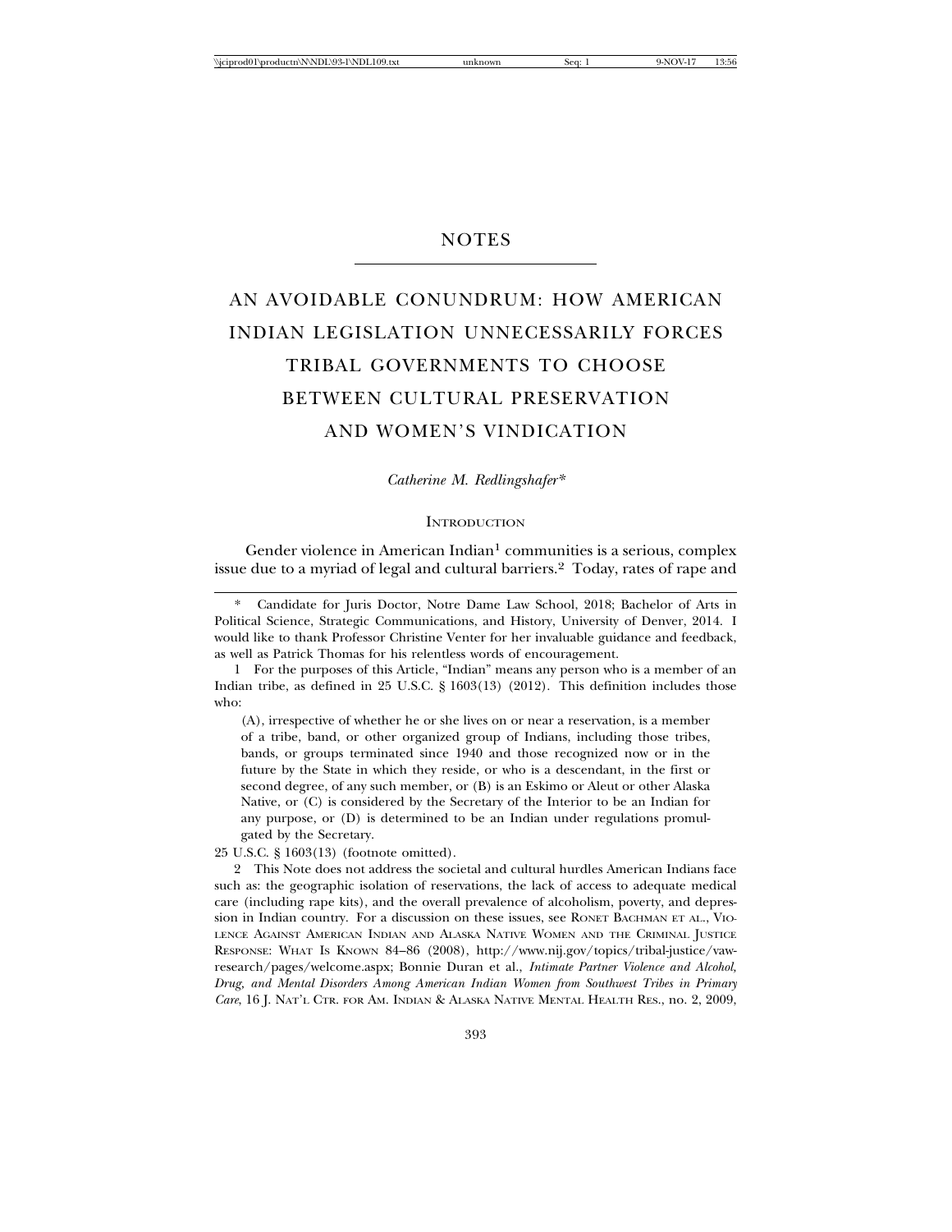# NOTES

## AN AVOIDABLE CONUNDRUM: HOW AMERICAN INDIAN LEGISLATION UNNECESSARILY FORCES TRIBAL GOVERNMENTS TO CHOOSE BETWEEN CULTURAL PRESERVATION AND WOMEN'S VINDICATION

*Catherine M. Redlingshafer**

### INTRODUCTION

Gender violence in American Indian[1] communities is a serious, complex issue due to a myriad of legal and cultural barriers.[2] Today, rates of rape and

---

\* Candidate for Juris Doctor, Notre Dame Law School, 2018; Bachelor of Arts in Political Science, Strategic Communications, and History, University of Denver, 2014. I would like to thank Professor Christine Venter for her invaluable guidance and feedback, as well as Patrick Thomas for his relentless words of encouragement.

1 For the purposes of this Article, "Indian" means any person who is a member of an Indian tribe, as defined in 25 U.S.C. § 1603(13) (2012). This definition includes those who:

> (A), irrespective of whether he or she lives on or near a reservation, is a member of a tribe, band, or other organized group of Indians, including those tribes, bands, or groups terminated since 1940 and those recognized now or in the future by the State in which they reside, or who is a descendant, in the first or second degree, of any such member, or (B) is an Eskimo or Aleut or other Alaska Native, or (C) is considered by the Secretary of the Interior to be an Indian for any purpose, or (D) is determined to be an Indian under regulations promulgated by the Secretary.

25 U.S.C. § 1603(13) (footnote omitted).

2 This Note does not address the societal and cultural hurdles American Indians face such as: the geographic isolation of reservations, the lack of access to adequate medical care (including rape kits), and the overall prevalence of alcoholism, poverty, and depression in Indian country. For a discussion on these issues, see RONET BACHMAN ET AL., VIOLENCE AGAINST AMERICAN INDIAN AND ALASKA NATIVE WOMEN AND THE CRIMINAL JUSTICE RESPONSE: WHAT IS KNOWN 84–86 (2008), http://www.nij.gov/topics/tribal-justice/vaw-research/pages/welcome.aspx; Bonnie Duran et al., *Intimate Partner Violence and Alcohol, Drug, and Mental Disorders Among American Indian Women from Southwest Tribes in Primary Care*, 16 J. NAT'L CTR. FOR AM. INDIAN & ALASKA NATIVE MENTAL HEALTH RES., no. 2, 2009,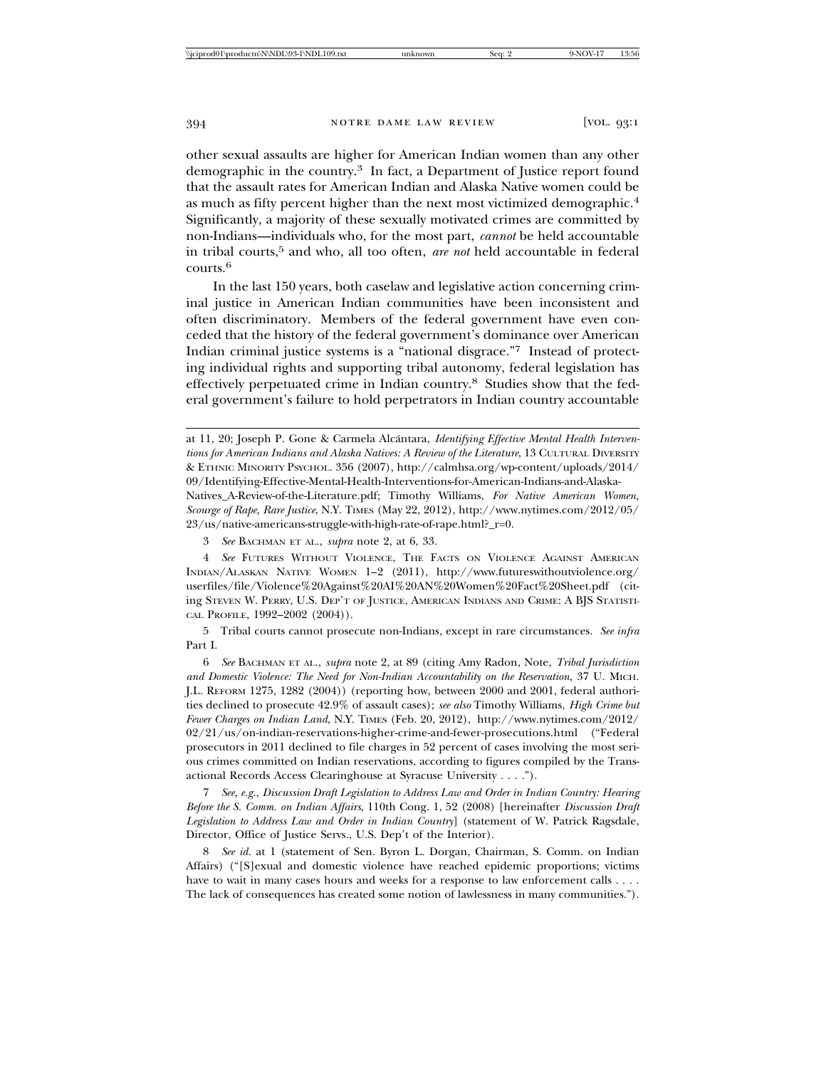other sexual assaults are higher for American Indian women than any other demographic in the country.[3] In fact, a Department of Justice report found that the assault rates for American Indian and Alaska Native women could be as much as fifty percent higher than the next most victimized demographic.[4] Significantly, a majority of these sexually motivated crimes are committed by non-Indians—individuals who, for the most part, *cannot* be held accountable in tribal courts,[5] and who, all too often, *are not* held accountable in federal courts.[6]

In the last 150 years, both caselaw and legislative action concerning criminal justice in American Indian communities have been inconsistent and often discriminatory. Members of the federal government have even conceded that the history of the federal government's dominance over American Indian criminal justice systems is a "national disgrace."[7] Instead of protecting individual rights and supporting tribal autonomy, federal legislation has effectively perpetuated crime in Indian country.[8] Studies show that the federal government's failure to hold perpetrators in Indian country accountable

---

at 11, 20; Joseph P. Gone & Carmela Alcántara, *Identifying Effective Mental Health Interventions for American Indians and Alaska Natives: A Review of the Literature*, 13 CULTURAL DIVERSITY & ETHNIC MINORITY PSYCHOL. 356 (2007), http://calmhsa.org/wp-content/uploads/2014/09/Identifying-Effective-Mental-Health-Interventions-for-American-Indians-and-Alaska-Natives_A-Review-of-the-Literature.pdf; Timothy Williams, *For Native American Women, Scourge of Rape, Rare Justice*, N.Y. TIMES (May 22, 2012), http://www.nytimes.com/2012/05/23/us/native-americans-struggle-with-high-rate-of-rape.html?_r=0.

3 *See* BACHMAN ET AL., *supra* note 2, at 6, 33.

4 *See* FUTURES WITHOUT VIOLENCE, THE FACTS ON VIOLENCE AGAINST AMERICAN INDIAN/ALASKAN NATIVE WOMEN 1–2 (2011), http://www.futureswithoutviolence.org/userfiles/file/Violence%20Against%20AI%20AN%20Women%20Fact%20Sheet.pdf (citing STEVEN W. PERRY, U.S. DEP'T OF JUSTICE, AMERICAN INDIANS AND CRIME: A BJS STATISTICAL PROFILE, 1992–2002 (2004)).

5 Tribal courts cannot prosecute non-Indians, except in rare circumstances. *See infra* Part I.

6 *See* BACHMAN ET AL., *supra* note 2, at 89 (citing Amy Radon, Note, *Tribal Jurisdiction and Domestic Violence: The Need for Non-Indian Accountability on the Reservation*, 37 U. MICH. J.L. REFORM 1275, 1282 (2004)) (reporting how, between 2000 and 2001, federal authorities declined to prosecute 42.9% of assault cases); *see also* Timothy Williams, *High Crime but Fewer Charges on Indian Land*, N.Y. TIMES (Feb. 20, 2012), http://www.nytimes.com/2012/02/21/us/on-indian-reservations-higher-crime-and-fewer-prosecutions.html ("Federal prosecutors in 2011 declined to file charges in 52 percent of cases involving the most serious crimes committed on Indian reservations, according to figures compiled by the Transactional Records Access Clearinghouse at Syracuse University . . . .").

7 *See, e.g.*, *Discussion Draft Legislation to Address Law and Order in Indian Country: Hearing Before the S. Comm. on Indian Affairs*, 110th Cong. 1, 52 (2008) [hereinafter *Discussion Draft Legislation to Address Law and Order in Indian Country*] (statement of W. Patrick Ragsdale, Director, Office of Justice Servs., U.S. Dep't of the Interior).

8 *See id.* at 1 (statement of Sen. Byron L. Dorgan, Chairman, S. Comm. on Indian Affairs) ("[S]exual and domestic violence have reached epidemic proportions; victims have to wait in many cases hours and weeks for a response to law enforcement calls . . . . The lack of consequences has created some notion of lawlessness in many communities.").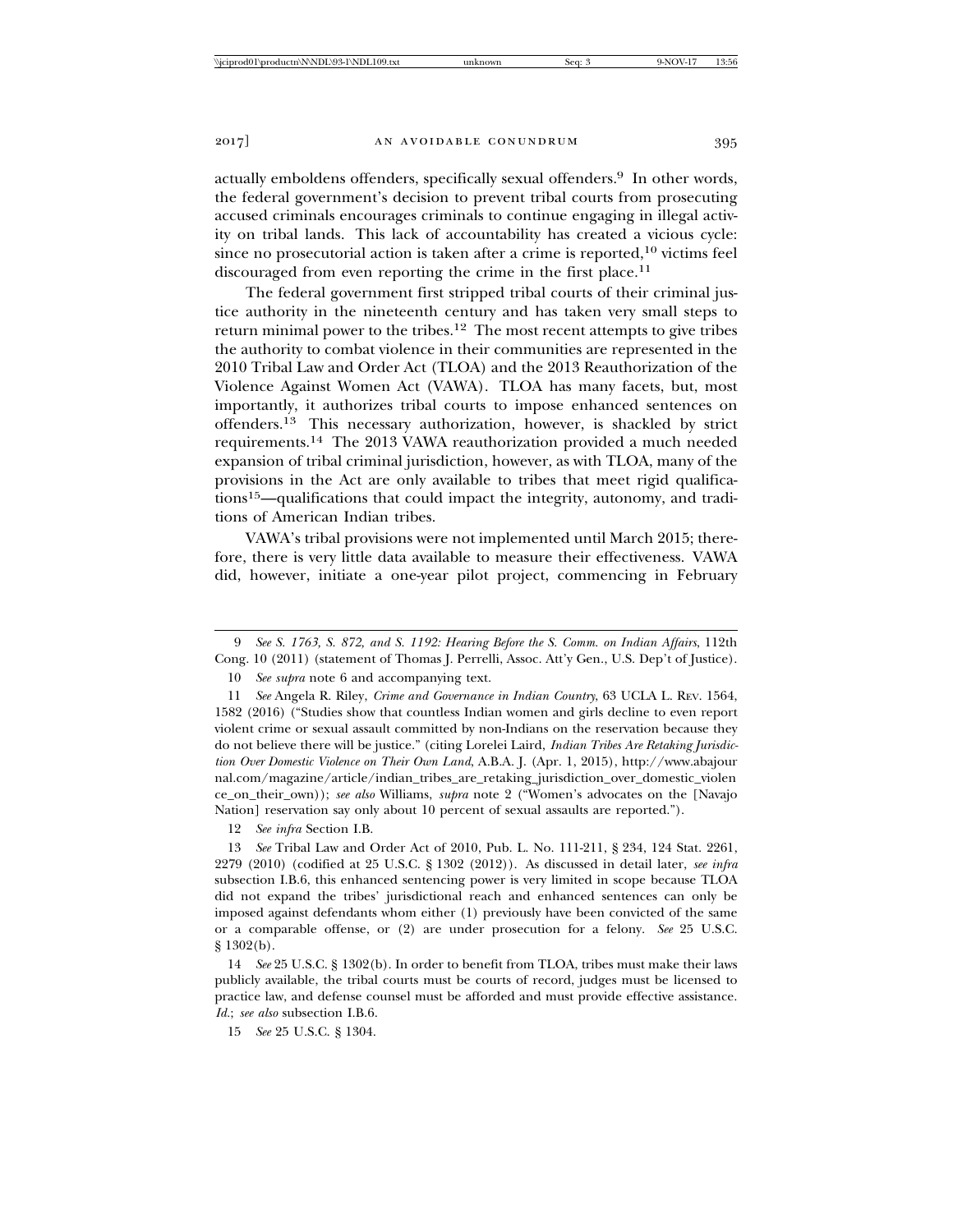actually emboldens offenders, specifically sexual offenders.[9] In other words, the federal government's decision to prevent tribal courts from prosecuting accused criminals encourages criminals to continue engaging in illegal activity on tribal lands. This lack of accountability has created a vicious cycle: since no prosecutorial action is taken after a crime is reported,[10] victims feel discouraged from even reporting the crime in the first place.[11]

The federal government first stripped tribal courts of their criminal justice authority in the nineteenth century and has taken very small steps to return minimal power to the tribes.[12] The most recent attempts to give tribes the authority to combat violence in their communities are represented in the 2010 Tribal Law and Order Act (TLOA) and the 2013 Reauthorization of the Violence Against Women Act (VAWA). TLOA has many facets, but, most importantly, it authorizes tribal courts to impose enhanced sentences on offenders.[13] This necessary authorization, however, is shackled by strict requirements.[14] The 2013 VAWA reauthorization provided a much needed expansion of tribal criminal jurisdiction, however, as with TLOA, many of the provisions in the Act are only available to tribes that meet rigid qualifications[15]—qualifications that could impact the integrity, autonomy, and traditions of American Indian tribes.

VAWA's tribal provisions were not implemented until March 2015; therefore, there is very little data available to measure their effectiveness. VAWA did, however, initiate a one-year pilot project, commencing in February

---

9 *See S. 1763, S. 872, and S. 1192: Hearing Before the S. Comm. on Indian Affairs*, 112th Cong. 10 (2011) (statement of Thomas J. Perrelli, Assoc. Att'y Gen., U.S. Dep't of Justice).

10 *See supra* note 6 and accompanying text.

11 *See* Angela R. Riley, *Crime and Governance in Indian Country*, 63 UCLA L. REV. 1564, 1582 (2016) ("Studies show that countless Indian women and girls decline to even report violent crime or sexual assault committed by non-Indians on the reservation because they do not believe there will be justice." (citing Lorelei Laird, *Indian Tribes Are Retaking Jurisdiction Over Domestic Violence on Their Own Land*, A.B.A. J. (Apr. 1, 2015), http://www.abajournal.com/magazine/article/indian_tribes_are_retaking_jurisdiction_over_domestic_violence_on_their_own)); *see also* Williams, *supra* note 2 ("Women's advocates on the [Navajo Nation] reservation say only about 10 percent of sexual assaults are reported.").

12 *See infra* Section I.B.

13 *See* Tribal Law and Order Act of 2010, Pub. L. No. 111-211, § 234, 124 Stat. 2261, 2279 (2010) (codified at 25 U.S.C. § 1302 (2012)). As discussed in detail later, *see infra* subsection I.B.6, this enhanced sentencing power is very limited in scope because TLOA did not expand the tribes' jurisdictional reach and enhanced sentences can only be imposed against defendants whom either (1) previously have been convicted of the same or a comparable offense, or (2) are under prosecution for a felony. *See* 25 U.S.C. § 1302(b).

14 *See* 25 U.S.C. § 1302(b). In order to benefit from TLOA, tribes must make their laws publicly available, the tribal courts must be courts of record, judges must be licensed to practice law, and defense counsel must be afforded and must provide effective assistance. *Id.*; *see also* subsection I.B.6.

15 *See* 25 U.S.C. § 1304.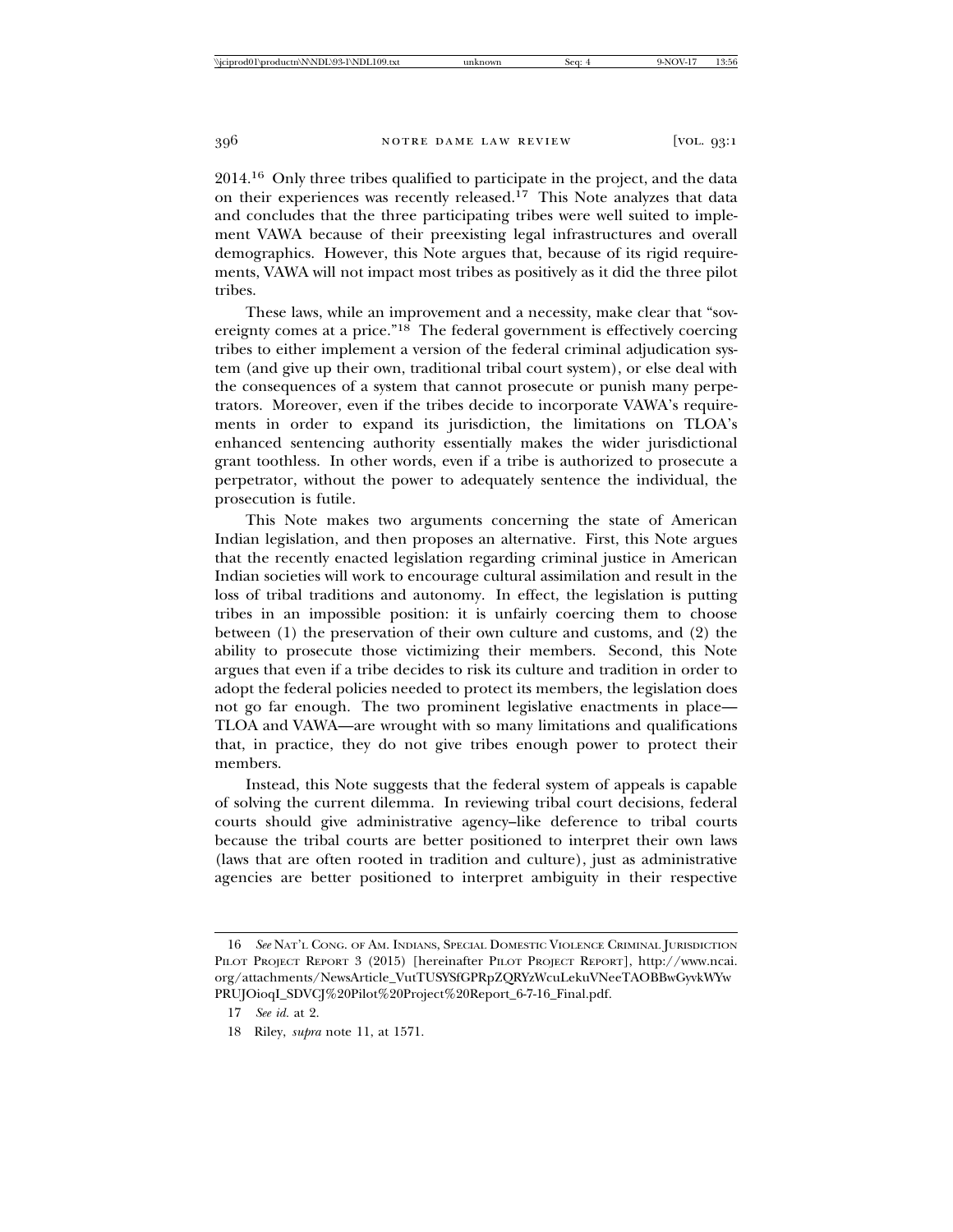2014.[16] Only three tribes qualified to participate in the project, and the data on their experiences was recently released.[17] This Note analyzes that data and concludes that the three participating tribes were well suited to implement VAWA because of their preexisting legal infrastructures and overall demographics. However, this Note argues that, because of its rigid requirements, VAWA will not impact most tribes as positively as it did the three pilot tribes.

These laws, while an improvement and a necessity, make clear that "sovereignty comes at a price."[18] The federal government is effectively coercing tribes to either implement a version of the federal criminal adjudication system (and give up their own, traditional tribal court system), or else deal with the consequences of a system that cannot prosecute or punish many perpetrators. Moreover, even if the tribes decide to incorporate VAWA's requirements in order to expand its jurisdiction, the limitations on TLOA's enhanced sentencing authority essentially makes the wider jurisdictional grant toothless. In other words, even if a tribe is authorized to prosecute a perpetrator, without the power to adequately sentence the individual, the prosecution is futile.

This Note makes two arguments concerning the state of American Indian legislation, and then proposes an alternative. First, this Note argues that the recently enacted legislation regarding criminal justice in American Indian societies will work to encourage cultural assimilation and result in the loss of tribal traditions and autonomy. In effect, the legislation is putting tribes in an impossible position: it is unfairly coercing them to choose between (1) the preservation of their own culture and customs, and (2) the ability to prosecute those victimizing their members. Second, this Note argues that even if a tribe decides to risk its culture and tradition in order to adopt the federal policies needed to protect its members, the legislation does not go far enough. The two prominent legislative enactments in place—TLOA and VAWA—are wrought with so many limitations and qualifications that, in practice, they do not give tribes enough power to protect their members.

Instead, this Note suggests that the federal system of appeals is capable of solving the current dilemma. In reviewing tribal court decisions, federal courts should give administrative agency–like deference to tribal courts because the tribal courts are better positioned to interpret their own laws (laws that are often rooted in tradition and culture), just as administrative agencies are better positioned to interpret ambiguity in their respective

---

16 *See* Nat'l Cong. of Am. Indians, Special Domestic Violence Criminal Jurisdiction Pilot Project Report 3 (2015) [hereinafter Pilot Project Report], http://www.ncai.org/attachments/NewsArticle_VutTUSYSfGPRpZQRYzWcuLekuVNeeTAOBBwGyvkWYwPRUJOioqI_SDVCJ%20Pilot%20Project%20Report_6-7-16_Final.pdf.

17 *See id.* at 2.

18 Riley, *supra* note 11, at 1571.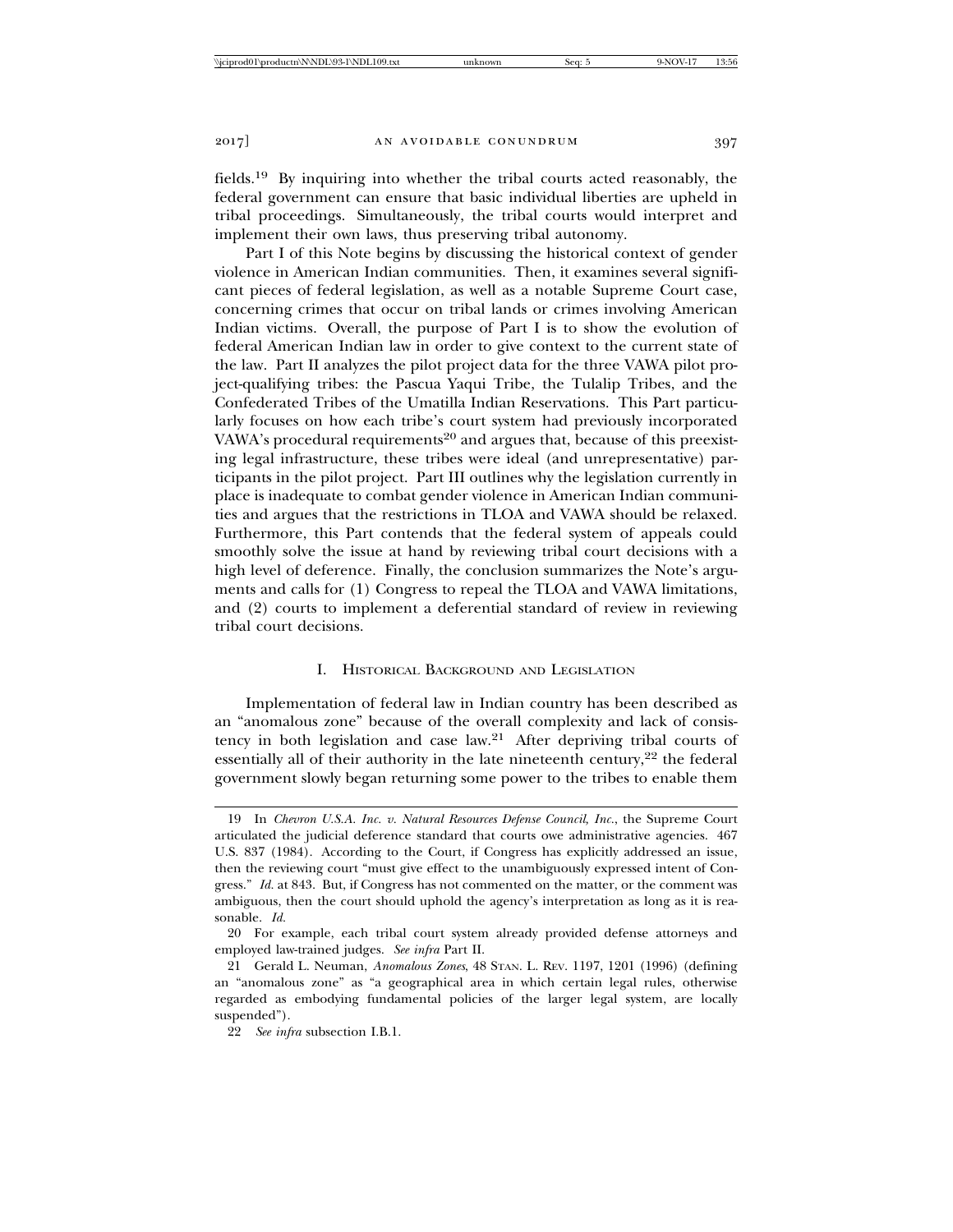fields.[19] By inquiring into whether the tribal courts acted reasonably, the federal government can ensure that basic individual liberties are upheld in tribal proceedings. Simultaneously, the tribal courts would interpret and implement their own laws, thus preserving tribal autonomy.

Part I of this Note begins by discussing the historical context of gender violence in American Indian communities. Then, it examines several significant pieces of federal legislation, as well as a notable Supreme Court case, concerning crimes that occur on tribal lands or crimes involving American Indian victims. Overall, the purpose of Part I is to show the evolution of federal American Indian law in order to give context to the current state of the law. Part II analyzes the pilot project data for the three VAWA pilot project-qualifying tribes: the Pascua Yaqui Tribe, the Tulalip Tribes, and the Confederated Tribes of the Umatilla Indian Reservations. This Part particularly focuses on how each tribe's court system had previously incorporated VAWA's procedural requirements[20] and argues that, because of this preexisting legal infrastructure, these tribes were ideal (and unrepresentative) participants in the pilot project. Part III outlines why the legislation currently in place is inadequate to combat gender violence in American Indian communities and argues that the restrictions in TLOA and VAWA should be relaxed. Furthermore, this Part contends that the federal system of appeals could smoothly solve the issue at hand by reviewing tribal court decisions with a high level of deference. Finally, the conclusion summarizes the Note's arguments and calls for (1) Congress to repeal the TLOA and VAWA limitations, and (2) courts to implement a deferential standard of review in reviewing tribal court decisions.

## I. Historical Background and Legislation

Implementation of federal law in Indian country has been described as an "anomalous zone" because of the overall complexity and lack of consistency in both legislation and case law.[21] After depriving tribal courts of essentially all of their authority in the late nineteenth century,[22] the federal government slowly began returning some power to the tribes to enable them

---

19 In *Chevron U.S.A. Inc. v. Natural Resources Defense Council, Inc.*, the Supreme Court articulated the judicial deference standard that courts owe administrative agencies. 467 U.S. 837 (1984). According to the Court, if Congress has explicitly addressed an issue, then the reviewing court "must give effect to the unambiguously expressed intent of Congress." *Id.* at 843. But, if Congress has not commented on the matter, or the comment was ambiguous, then the court should uphold the agency's interpretation as long as it is reasonable. *Id.*

20 For example, each tribal court system already provided defense attorneys and employed law-trained judges. *See infra* Part II.

21 Gerald L. Neuman, *Anomalous Zones*, 48 Stan. L. Rev. 1197, 1201 (1996) (defining an "anomalous zone" as "a geographical area in which certain legal rules, otherwise regarded as embodying fundamental policies of the larger legal system, are locally suspended").

22 *See infra* subsection I.B.1.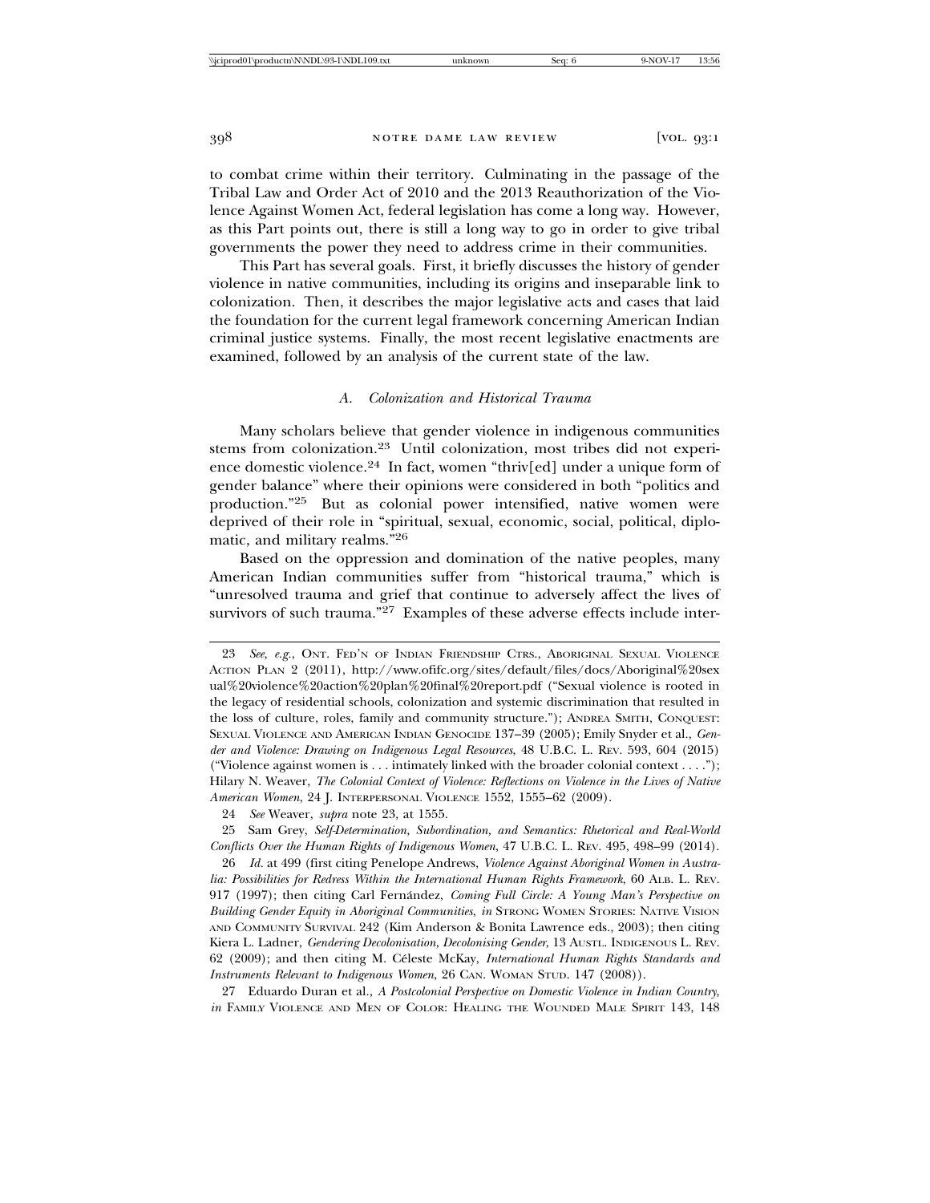to combat crime within their territory. Culminating in the passage of the Tribal Law and Order Act of 2010 and the 2013 Reauthorization of the Violence Against Women Act, federal legislation has come a long way. However, as this Part points out, there is still a long way to go in order to give tribal governments the power they need to address crime in their communities.

This Part has several goals. First, it briefly discusses the history of gender violence in native communities, including its origins and inseparable link to colonization. Then, it describes the major legislative acts and cases that laid the foundation for the current legal framework concerning American Indian criminal justice systems. Finally, the most recent legislative enactments are examined, followed by an analysis of the current state of the law.

### *A. Colonization and Historical Trauma*

Many scholars believe that gender violence in indigenous communities stems from colonization.[23] Until colonization, most tribes did not experience domestic violence.[24] In fact, women "thriv[ed] under a unique form of gender balance" where their opinions were considered in both "politics and production."[25] But as colonial power intensified, native women were deprived of their role in "spiritual, sexual, economic, social, political, diplomatic, and military realms."[26]

Based on the oppression and domination of the native peoples, many American Indian communities suffer from "historical trauma," which is "unresolved trauma and grief that continue to adversely affect the lives of survivors of such trauma."[27] Examples of these adverse effects include inter-

---

23 *See, e.g.*, ONT. FED'N OF INDIAN FRIENDSHIP CTRS., ABORIGINAL SEXUAL VIOLENCE ACTION PLAN 2 (2011), http://www.ofifc.org/sites/default/files/docs/Aboriginal%20sexual%20violence%20action%20plan%20final%20report.pdf ("Sexual violence is rooted in the legacy of residential schools, colonization and systemic discrimination that resulted in the loss of culture, roles, family and community structure."); ANDREA SMITH, CONQUEST: SEXUAL VIOLENCE AND AMERICAN INDIAN GENOCIDE 137–39 (2005); Emily Snyder et al., *Gender and Violence: Drawing on Indigenous Legal Resources*, 48 U.B.C. L. REV. 593, 604 (2015) ("Violence against women is . . . intimately linked with the broader colonial context . . . ."); Hilary N. Weaver, *The Colonial Context of Violence: Reflections on Violence in the Lives of Native American Women*, 24 J. INTERPERSONAL VIOLENCE 1552, 1555–62 (2009).

24 *See* Weaver, *supra* note 23, at 1555.

25 Sam Grey, *Self-Determination, Subordination, and Semantics: Rhetorical and Real-World Conflicts Over the Human Rights of Indigenous Women*, 47 U.B.C. L. REV. 495, 498–99 (2014).

26 *Id.* at 499 (first citing Penelope Andrews, *Violence Against Aboriginal Women in Australia: Possibilities for Redress Within the International Human Rights Framework*, 60 ALB. L. REV. 917 (1997); then citing Carl Fernández, *Coming Full Circle: A Young Man's Perspective on Building Gender Equity in Aboriginal Communities*, *in* STRONG WOMEN STORIES: NATIVE VISION AND COMMUNITY SURVIVAL 242 (Kim Anderson & Bonita Lawrence eds., 2003); then citing Kiera L. Ladner, *Gendering Decolonisation, Decolonising Gender*, 13 AUSTL. INDIGENOUS L. REV. 62 (2009); and then citing M. Céleste McKay, *International Human Rights Standards and Instruments Relevant to Indigenous Women*, 26 CAN. WOMAN STUD. 147 (2008)).

27 Eduardo Duran et al., *A Postcolonial Perspective on Domestic Violence in Indian Country*, *in* FAMILY VIOLENCE AND MEN OF COLOR: HEALING THE WOUNDED MALE SPIRIT 143, 148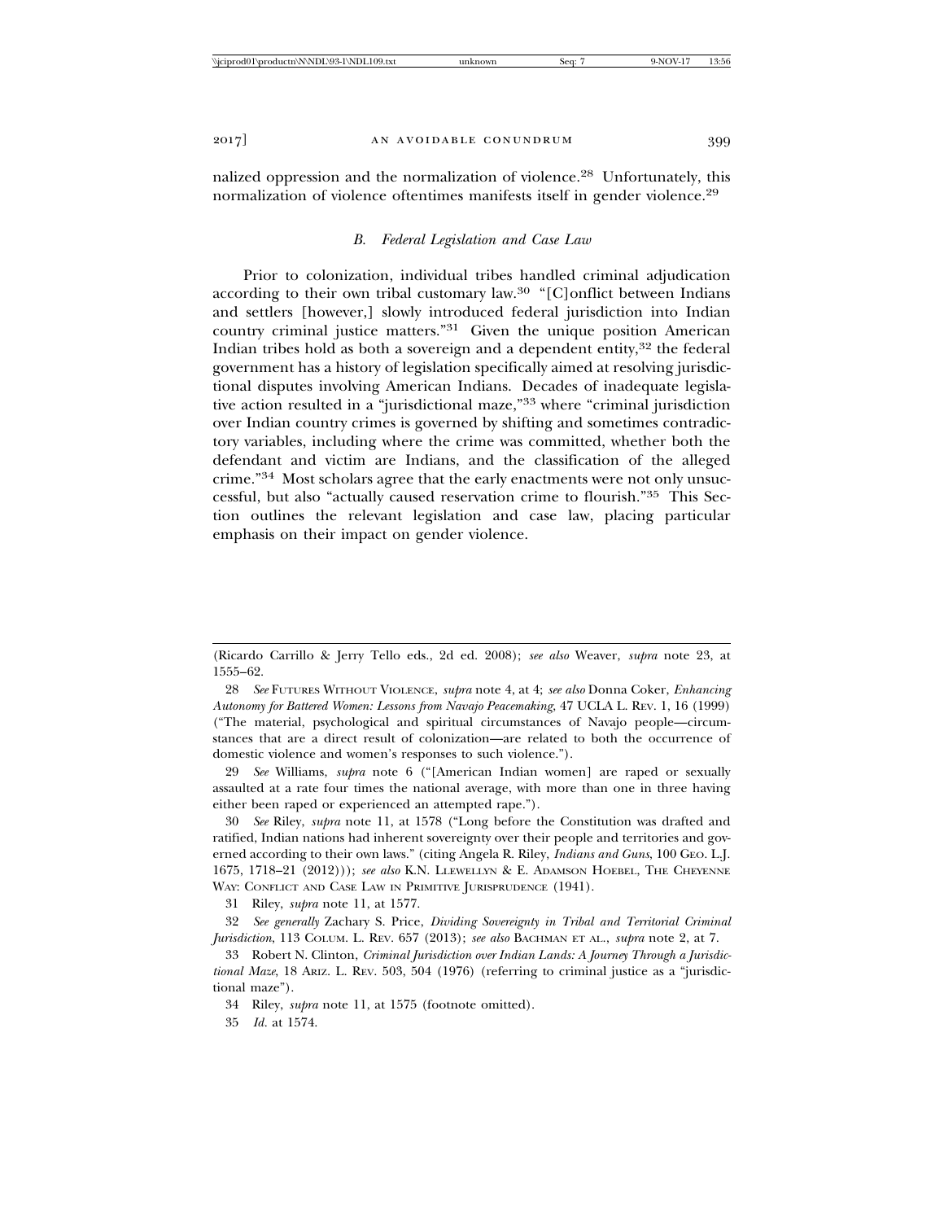nalized oppression and the normalization of violence.[28] Unfortunately, this normalization of violence oftentimes manifests itself in gender violence.[29]

### *B. Federal Legislation and Case Law*

Prior to colonization, individual tribes handled criminal adjudication according to their own tribal customary law.[30] "[C]onflict between Indians and settlers [however,] slowly introduced federal jurisdiction into Indian country criminal justice matters."[31] Given the unique position American Indian tribes hold as both a sovereign and a dependent entity,[32] the federal government has a history of legislation specifically aimed at resolving jurisdictional disputes involving American Indians. Decades of inadequate legislative action resulted in a "jurisdictional maze,"[33] where "criminal jurisdiction over Indian country crimes is governed by shifting and sometimes contradictory variables, including where the crime was committed, whether both the defendant and victim are Indians, and the classification of the alleged crime."[34] Most scholars agree that the early enactments were not only unsuccessful, but also "actually caused reservation crime to flourish."[35] This Section outlines the relevant legislation and case law, placing particular emphasis on their impact on gender violence.

---

(Ricardo Carrillo & Jerry Tello eds., 2d ed. 2008); *see also* Weaver, *supra* note 23, at 1555–62.

28 *See* FUTURES WITHOUT VIOLENCE, *supra* note 4, at 4; *see also* Donna Coker, *Enhancing Autonomy for Battered Women: Lessons from Navajo Peacemaking*, 47 UCLA L. REV. 1, 16 (1999) ("The material, psychological and spiritual circumstances of Navajo people—circumstances that are a direct result of colonization—are related to both the occurrence of domestic violence and women's responses to such violence.").

29 *See* Williams, *supra* note 6 ("[American Indian women] are raped or sexually assaulted at a rate four times the national average, with more than one in three having either been raped or experienced an attempted rape.").

30 *See* Riley, *supra* note 11, at 1578 ("Long before the Constitution was drafted and ratified, Indian nations had inherent sovereignty over their people and territories and governed according to their own laws." (citing Angela R. Riley, *Indians and Guns*, 100 GEO. L.J. 1675, 1718–21 (2012))); *see also* K.N. LLEWELLYN & E. ADAMSON HOEBEL, THE CHEYENNE WAY: CONFLICT AND CASE LAW IN PRIMITIVE JURISPRUDENCE (1941).

31 Riley, *supra* note 11, at 1577.

32 *See generally* Zachary S. Price, *Dividing Sovereignty in Tribal and Territorial Criminal Jurisdiction*, 113 COLUM. L. REV. 657 (2013); *see also* BACHMAN ET AL., *supra* note 2, at 7.

33 Robert N. Clinton, *Criminal Jurisdiction over Indian Lands: A Journey Through a Jurisdictional Maze*, 18 ARIZ. L. REV. 503, 504 (1976) (referring to criminal justice as a "jurisdictional maze").

34 Riley, *supra* note 11, at 1575 (footnote omitted).

35 *Id.* at 1574.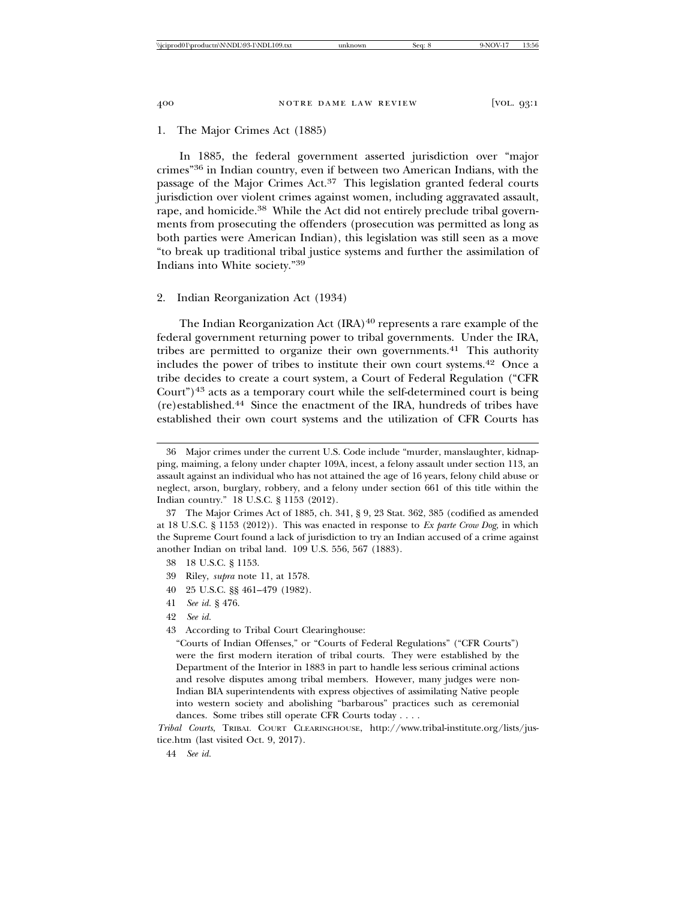### 1. The Major Crimes Act (1885)

In 1885, the federal government asserted jurisdiction over "major crimes"[36] in Indian country, even if between two American Indians, with the passage of the Major Crimes Act.[37] This legislation granted federal courts jurisdiction over violent crimes against women, including aggravated assault, rape, and homicide.[38] While the Act did not entirely preclude tribal governments from prosecuting the offenders (prosecution was permitted as long as both parties were American Indian), this legislation was still seen as a move "to break up traditional tribal justice systems and further the assimilation of Indians into White society."[39]

### 2. Indian Reorganization Act (1934)

The Indian Reorganization Act (IRA)[40] represents a rare example of the federal government returning power to tribal governments. Under the IRA, tribes are permitted to organize their own governments.[41] This authority includes the power of tribes to institute their own court systems.[42] Once a tribe decides to create a court system, a Court of Federal Regulation ("CFR Court")[43] acts as a temporary court while the self-determined court is being (re)established.[44] Since the enactment of the IRA, hundreds of tribes have established their own court systems and the utilization of CFR Courts has

---

36 Major crimes under the current U.S. Code include "murder, manslaughter, kidnapping, maiming, a felony under chapter 109A, incest, a felony assault under section 113, an assault against an individual who has not attained the age of 16 years, felony child abuse or neglect, arson, burglary, robbery, and a felony under section 661 of this title within the Indian country." 18 U.S.C. § 1153 (2012).

37 The Major Crimes Act of 1885, ch. 341, § 9, 23 Stat. 362, 385 (codified as amended at 18 U.S.C. § 1153 (2012)). This was enacted in response to *Ex parte Crow Dog*, in which the Supreme Court found a lack of jurisdiction to try an Indian accused of a crime against another Indian on tribal land. 109 U.S. 556, 567 (1883).

38 18 U.S.C. § 1153.

39 Riley, *supra* note 11, at 1578.

40 25 U.S.C. §§ 461–479 (1982).

41 *See id.* § 476.

42 *See id.*

43 According to Tribal Court Clearinghouse:

> "Courts of Indian Offenses," or "Courts of Federal Regulations" ("CFR Courts") were the first modern iteration of tribal courts. They were established by the Department of the Interior in 1883 in part to handle less serious criminal actions and resolve disputes among tribal members. However, many judges were non-Indian BIA superintendents with express objectives of assimilating Native people into western society and abolishing "barbarous" practices such as ceremonial dances. Some tribes still operate CFR Courts today . . . .

*Tribal Courts*, TRIBAL COURT CLEARINGHOUSE, http://www.tribal-institute.org/lists/justice.htm (last visited Oct. 9, 2017).

44 *See id.*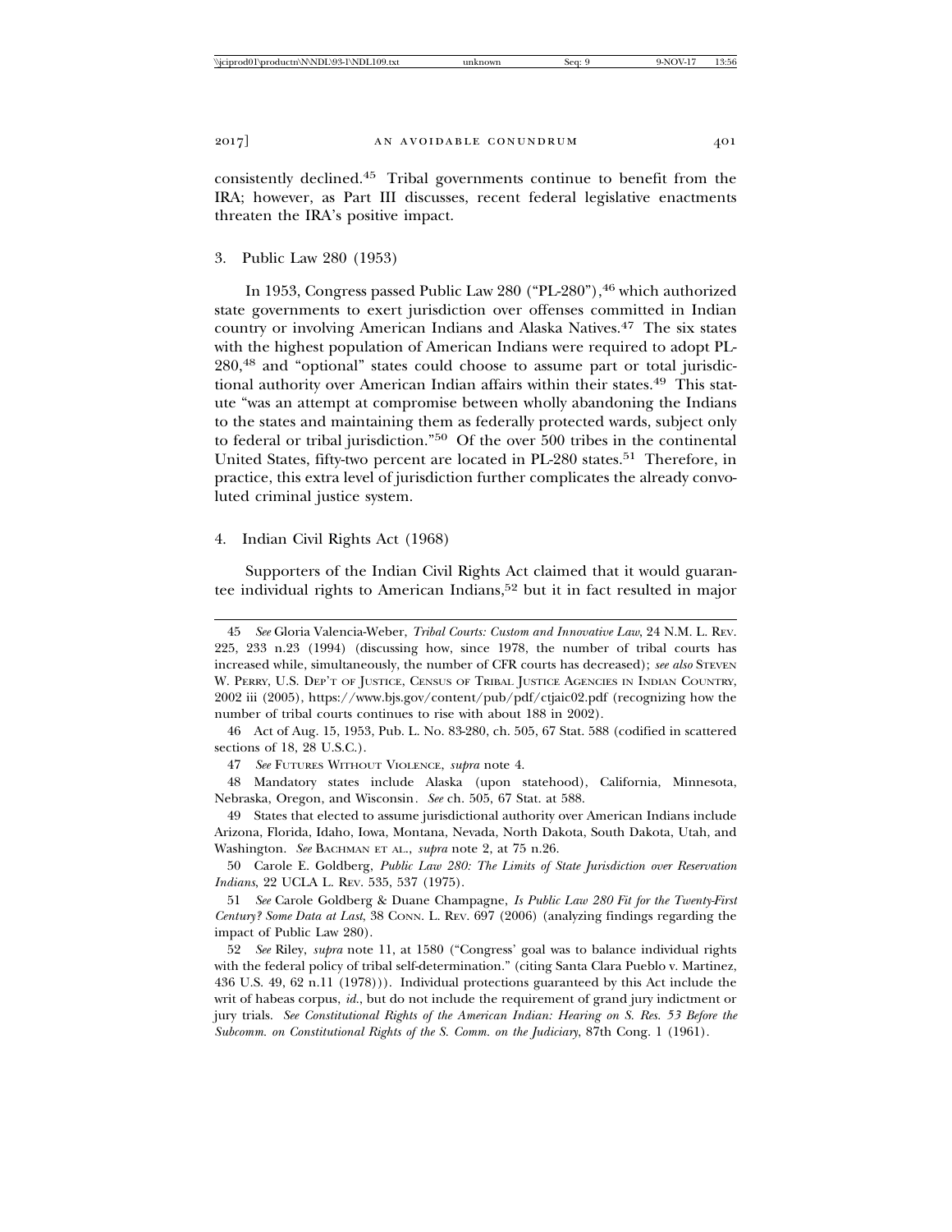consistently declined.[45] Tribal governments continue to benefit from the IRA; however, as Part III discusses, recent federal legislative enactments threaten the IRA's positive impact.

### 3. Public Law 280 (1953)

In 1953, Congress passed Public Law 280 ("PL-280"),[46] which authorized state governments to exert jurisdiction over offenses committed in Indian country or involving American Indians and Alaska Natives.[47] The six states with the highest population of American Indians were required to adopt PL-280,[48] and "optional" states could choose to assume part or total jurisdictional authority over American Indian affairs within their states.[49] This statute "was an attempt at compromise between wholly abandoning the Indians to the states and maintaining them as federally protected wards, subject only to federal or tribal jurisdiction."[50] Of the over 500 tribes in the continental United States, fifty-two percent are located in PL-280 states.[51] Therefore, in practice, this extra level of jurisdiction further complicates the already convoluted criminal justice system.

### 4. Indian Civil Rights Act (1968)

Supporters of the Indian Civil Rights Act claimed that it would guarantee individual rights to American Indians,[52] but it in fact resulted in major

---

45 *See* Gloria Valencia-Weber, *Tribal Courts: Custom and Innovative Law*, 24 N.M. L. REV. 225, 233 n.23 (1994) (discussing how, since 1978, the number of tribal courts has increased while, simultaneously, the number of CFR courts has decreased); *see also* STEVEN W. PERRY, U.S. DEP'T OF JUSTICE, CENSUS OF TRIBAL JUSTICE AGENCIES IN INDIAN COUNTRY, 2002 iii (2005), https://www.bjs.gov/content/pub/pdf/ctjaic02.pdf (recognizing how the number of tribal courts continues to rise with about 188 in 2002).

46 Act of Aug. 15, 1953, Pub. L. No. 83-280, ch. 505, 67 Stat. 588 (codified in scattered sections of 18, 28 U.S.C.).

47 *See* FUTURES WITHOUT VIOLENCE, *supra* note 4.

48 Mandatory states include Alaska (upon statehood), California, Minnesota, Nebraska, Oregon, and Wisconsin. *See* ch. 505, 67 Stat. at 588.

49 States that elected to assume jurisdictional authority over American Indians include Arizona, Florida, Idaho, Iowa, Montana, Nevada, North Dakota, South Dakota, Utah, and Washington. *See* BACHMAN ET AL., *supra* note 2, at 75 n.26.

50 Carole E. Goldberg, *Public Law 280: The Limits of State Jurisdiction over Reservation Indians*, 22 UCLA L. REV. 535, 537 (1975).

51 *See* Carole Goldberg & Duane Champagne, *Is Public Law 280 Fit for the Twenty-First Century? Some Data at Last*, 38 CONN. L. REV. 697 (2006) (analyzing findings regarding the impact of Public Law 280).

52 *See* Riley, *supra* note 11, at 1580 ("Congress' goal was to balance individual rights with the federal policy of tribal self-determination." (citing Santa Clara Pueblo v. Martinez, 436 U.S. 49, 62 n.11 (1978))). Individual protections guaranteed by this Act include the writ of habeas corpus, *id.*, but do not include the requirement of grand jury indictment or jury trials. *See Constitutional Rights of the American Indian: Hearing on S. Res. 53 Before the Subcomm. on Constitutional Rights of the S. Comm. on the Judiciary*, 87th Cong. 1 (1961).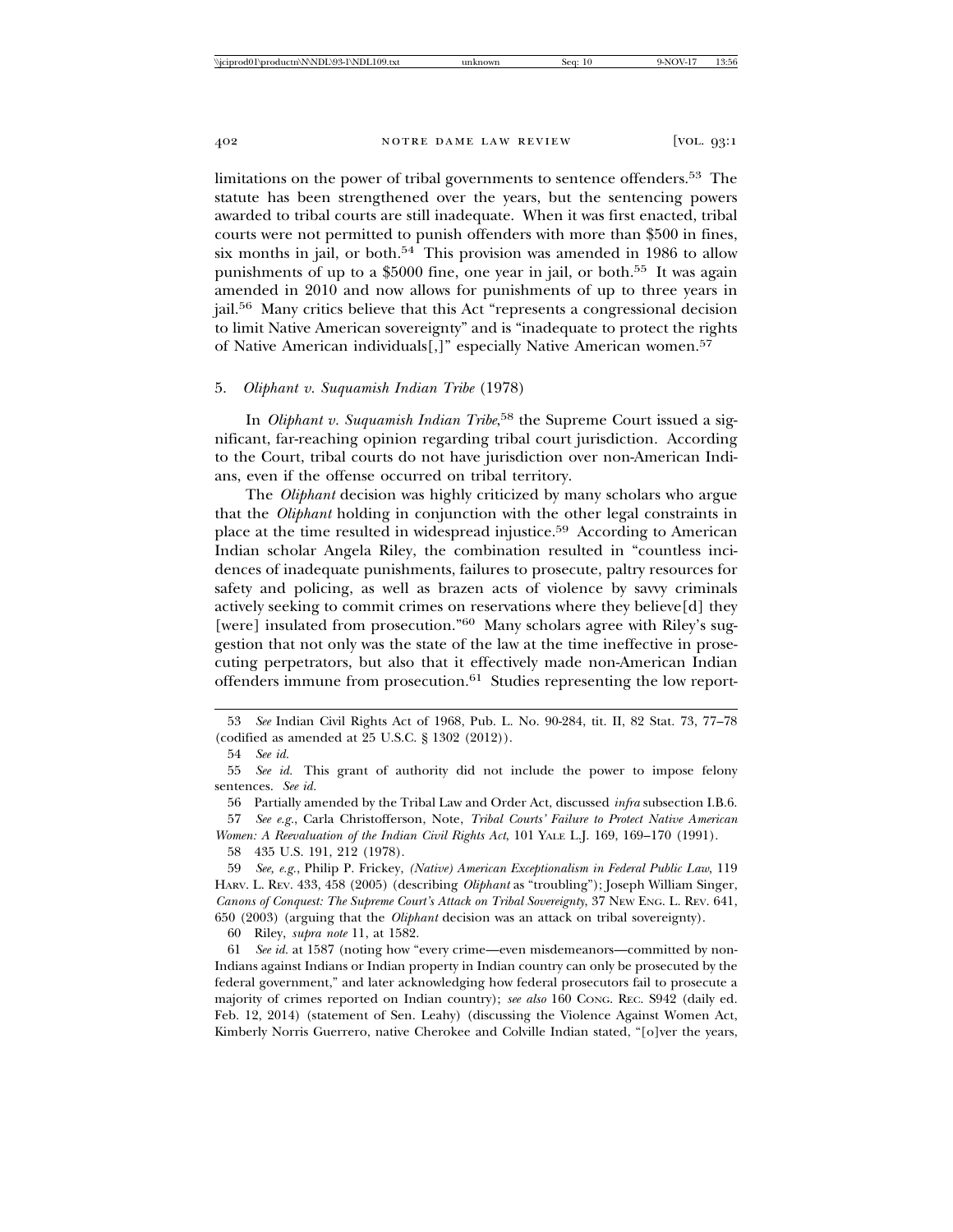limitations on the power of tribal governments to sentence offenders.[53] The statute has been strengthened over the years, but the sentencing powers awarded to tribal courts are still inadequate. When it was first enacted, tribal courts were not permitted to punish offenders with more than $500 in fines, six months in jail, or both.[54] This provision was amended in 1986 to allow punishments of up to a $5000 fine, one year in jail, or both.[55] It was again amended in 2010 and now allows for punishments of up to three years in jail.[56] Many critics believe that this Act "represents a congressional decision to limit Native American sovereignty" and is "inadequate to protect the rights of Native American individuals[,]" especially Native American women.[57]

### 5. *Oliphant v. Suquamish Indian Tribe* (1978)

In *Oliphant v. Suquamish Indian Tribe*,[58] the Supreme Court issued a significant, far-reaching opinion regarding tribal court jurisdiction. According to the Court, tribal courts do not have jurisdiction over non-American Indians, even if the offense occurred on tribal territory.

The *Oliphant* decision was highly criticized by many scholars who argue that the *Oliphant* holding in conjunction with the other legal constraints in place at the time resulted in widespread injustice.[59] According to American Indian scholar Angela Riley, the combination resulted in "countless incidences of inadequate punishments, failures to prosecute, paltry resources for safety and policing, as well as brazen acts of violence by savvy criminals actively seeking to commit crimes on reservations where they believe[d] they [were] insulated from prosecution."[60] Many scholars agree with Riley's suggestion that not only was the state of the law at the time ineffective in prosecuting perpetrators, but also that it effectively made non-American Indian offenders immune from prosecution.[61] Studies representing the low report-

---

53 *See* Indian Civil Rights Act of 1968, Pub. L. No. 90-284, tit. II, 82 Stat. 73, 77–78 (codified as amended at 25 U.S.C. § 1302 (2012)).

54 *See id.*

55 *See id.* This grant of authority did not include the power to impose felony sentences. *See id.*

56 Partially amended by the Tribal Law and Order Act, discussed *infra* subsection I.B.6.

57 *See e.g.*, Carla Christofferson, Note, *Tribal Courts' Failure to Protect Native American Women: A Reevaluation of the Indian Civil Rights Act*, 101 YALE L.J. 169, 169–170 (1991).

58 435 U.S. 191, 212 (1978).

59 *See, e.g.*, Philip P. Frickey, *(Native) American Exceptionalism in Federal Public Law*, 119 HARV. L. REV. 433, 458 (2005) (describing *Oliphant* as "troubling"); Joseph William Singer, *Canons of Conquest: The Supreme Court's Attack on Tribal Sovereignty*, 37 NEW ENG. L. REV. 641, 650 (2003) (arguing that the *Oliphant* decision was an attack on tribal sovereignty).

60 Riley, *supra* note 11, at 1582.

61 *See id.* at 1587 (noting how "every crime—even misdemeanors—committed by non-Indians against Indians or Indian property in Indian country can only be prosecuted by the federal government," and later acknowledging how federal prosecutors fail to prosecute a majority of crimes reported on Indian country); *see also* 160 CONG. REC. S942 (daily ed. Feb. 12, 2014) (statement of Sen. Leahy) (discussing the Violence Against Women Act, Kimberly Norris Guerrero, native Cherokee and Colville Indian stated, "[o]ver the years,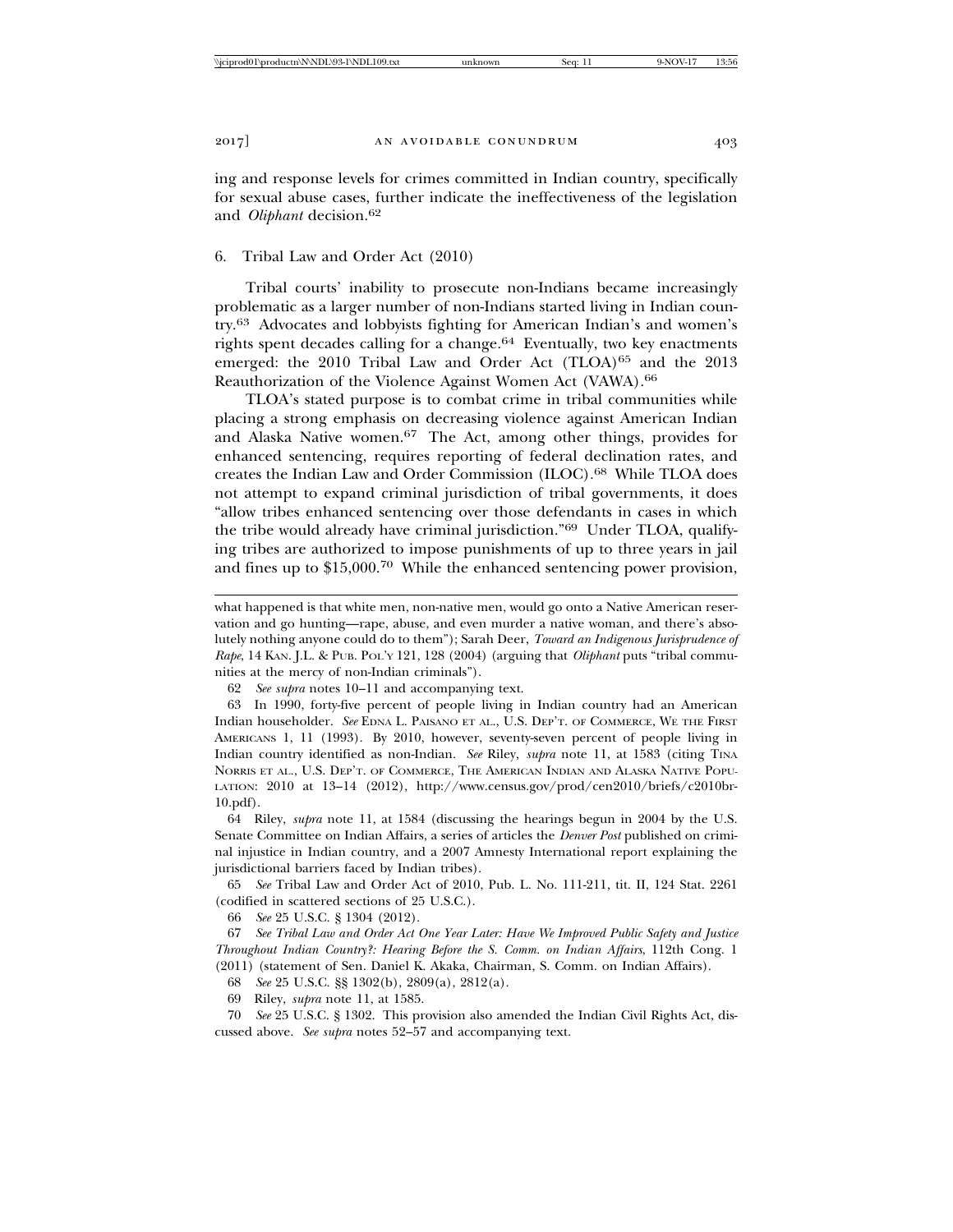ing and response levels for crimes committed in Indian country, specifically for sexual abuse cases, further indicate the ineffectiveness of the legislation and *Oliphant* decision.[62]

### 6. Tribal Law and Order Act (2010)

Tribal courts' inability to prosecute non-Indians became increasingly problematic as a larger number of non-Indians started living in Indian country.[63] Advocates and lobbyists fighting for American Indian's and women's rights spent decades calling for a change.[64] Eventually, two key enactments emerged: the 2010 Tribal Law and Order Act (TLOA)[65] and the 2013 Reauthorization of the Violence Against Women Act (VAWA).[66]

TLOA's stated purpose is to combat crime in tribal communities while placing a strong emphasis on decreasing violence against American Indian and Alaska Native women.[67] The Act, among other things, provides for enhanced sentencing, requires reporting of federal declination rates, and creates the Indian Law and Order Commission (ILOC).[68] While TLOA does not attempt to expand criminal jurisdiction of tribal governments, it does "allow tribes enhanced sentencing over those defendants in cases in which the tribe would already have criminal jurisdiction."[69] Under TLOA, qualifying tribes are authorized to impose punishments of up to three years in jail and fines up to $15,000.[70] While the enhanced sentencing power provision,

---

what happened is that white men, non-native men, would go onto a Native American reservation and go hunting—rape, abuse, and even murder a native woman, and there's absolutely nothing anyone could do to them"); Sarah Deer, *Toward an Indigenous Jurisprudence of Rape*, 14 KAN. J.L. & PUB. POL'Y 121, 128 (2004) (arguing that *Oliphant* puts "tribal communities at the mercy of non-Indian criminals").

62 *See supra* notes 10–11 and accompanying text.

63 In 1990, forty-five percent of people living in Indian country had an American Indian householder. *See* EDNA L. PAISANO ET AL., U.S. DEP'T. OF COMMERCE, WE THE FIRST AMERICANS 1, 11 (1993). By 2010, however, seventy-seven percent of people living in Indian country identified as non-Indian. *See* Riley, *supra* note 11, at 1583 (citing TINA NORRIS ET AL., U.S. DEP'T. OF COMMERCE, THE AMERICAN INDIAN AND ALASKA NATIVE POPULATION: 2010 at 13–14 (2012), http://www.census.gov/prod/cen2010/briefs/c2010br-10.pdf).

64 Riley, *supra* note 11, at 1584 (discussing the hearings begun in 2004 by the U.S. Senate Committee on Indian Affairs, a series of articles the *Denver Post* published on criminal injustice in Indian country, and a 2007 Amnesty International report explaining the jurisdictional barriers faced by Indian tribes).

65 *See* Tribal Law and Order Act of 2010, Pub. L. No. 111-211, tit. II, 124 Stat. 2261 (codified in scattered sections of 25 U.S.C.).

66 *See* 25 U.S.C. § 1304 (2012).

67 *See Tribal Law and Order Act One Year Later: Have We Improved Public Safety and Justice Throughout Indian Country?: Hearing Before the S. Comm. on Indian Affairs*, 112th Cong. 1 (2011) (statement of Sen. Daniel K. Akaka, Chairman, S. Comm. on Indian Affairs).

68 *See* 25 U.S.C. §§ 1302(b), 2809(a), 2812(a).

69 Riley, *supra* note 11, at 1585.

70 *See* 25 U.S.C. § 1302. This provision also amended the Indian Civil Rights Act, discussed above. *See supra* notes 52–57 and accompanying text.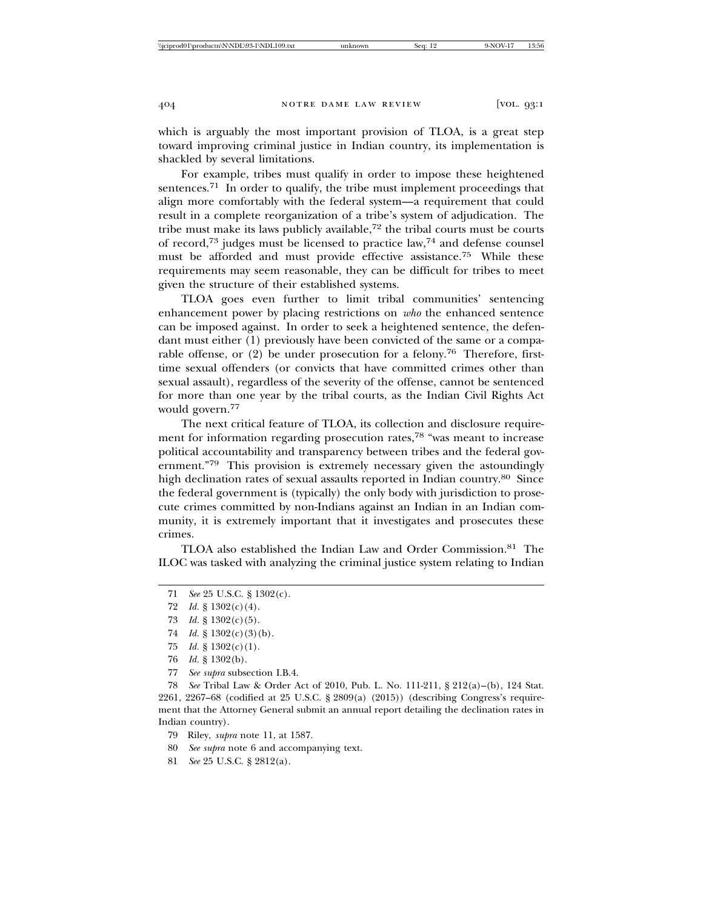which is arguably the most important provision of TLOA, is a great step toward improving criminal justice in Indian country, its implementation is shackled by several limitations.

For example, tribes must qualify in order to impose these heightened sentences.[71] In order to qualify, the tribe must implement proceedings that align more comfortably with the federal system—a requirement that could result in a complete reorganization of a tribe's system of adjudication. The tribe must make its laws publicly available,[72] the tribal courts must be courts of record,[73] judges must be licensed to practice law,[74] and defense counsel must be afforded and must provide effective assistance.[75] While these requirements may seem reasonable, they can be difficult for tribes to meet given the structure of their established systems.

TLOA goes even further to limit tribal communities' sentencing enhancement power by placing restrictions on *who* the enhanced sentence can be imposed against. In order to seek a heightened sentence, the defendant must either (1) previously have been convicted of the same or a comparable offense, or (2) be under prosecution for a felony.[76] Therefore, first-time sexual offenders (or convicts that have committed crimes other than sexual assault), regardless of the severity of the offense, cannot be sentenced for more than one year by the tribal courts, as the Indian Civil Rights Act would govern.[77]

The next critical feature of TLOA, its collection and disclosure requirement for information regarding prosecution rates,[78] "was meant to increase political accountability and transparency between tribes and the federal government."[79] This provision is extremely necessary given the astoundingly high declination rates of sexual assaults reported in Indian country.[80] Since the federal government is (typically) the only body with jurisdiction to prosecute crimes committed by non-Indians against an Indian in an Indian community, it is extremely important that it investigates and prosecutes these crimes.

TLOA also established the Indian Law and Order Commission.[81] The ILOC was tasked with analyzing the criminal justice system relating to Indian

---

71 *See* 25 U.S.C. § 1302(c).

72 *Id.* § 1302(c)(4).

73 *Id.* § 1302(c)(5).

74 *Id.* § 1302(c)(3)(b).

75 *Id.* § 1302(c)(1).

76 *Id.* § 1302(b).

77 *See supra* subsection I.B.4.

78 *See* Tribal Law & Order Act of 2010, Pub. L. No. 111-211, § 212(a)–(b), 124 Stat. 2261, 2267–68 (codified at 25 U.S.C. § 2809(a) (2015)) (describing Congress's requirement that the Attorney General submit an annual report detailing the declination rates in Indian country).

79 Riley, *supra* note 11, at 1587.

80 *See supra* note 6 and accompanying text.

81 *See* 25 U.S.C. § 2812(a).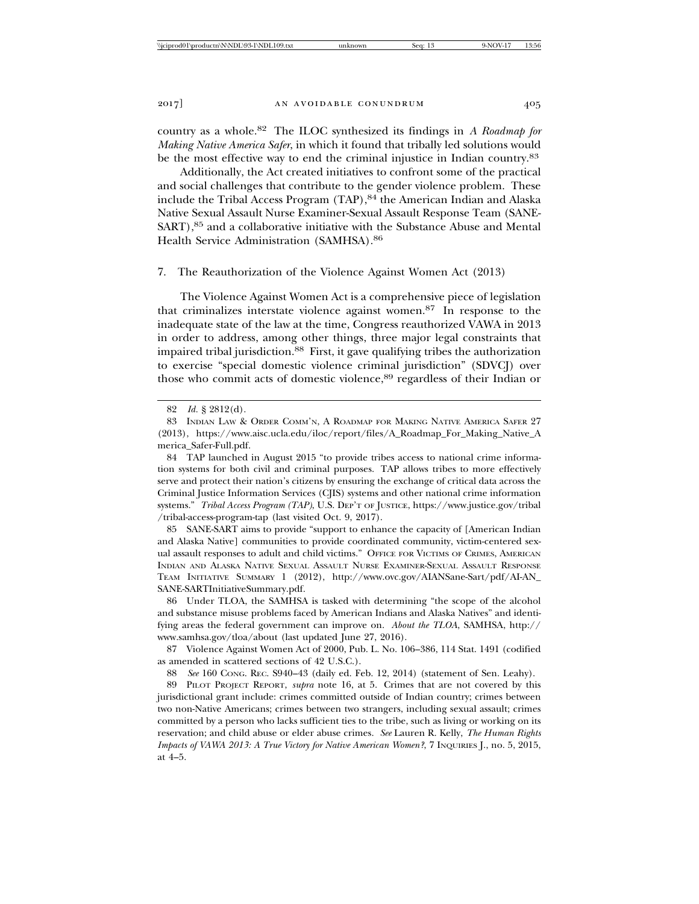country as a whole.[82] The ILOC synthesized its findings in *A Roadmap for Making Native America Safer*, in which it found that tribally led solutions would be the most effective way to end the criminal injustice in Indian country.[83]

Additionally, the Act created initiatives to confront some of the practical and social challenges that contribute to the gender violence problem. These include the Tribal Access Program (TAP),[84] the American Indian and Alaska Native Sexual Assault Nurse Examiner-Sexual Assault Response Team (SANE-SART),[85] and a collaborative initiative with the Substance Abuse and Mental Health Service Administration (SAMHSA).[86]

### 7. The Reauthorization of the Violence Against Women Act (2013)

The Violence Against Women Act is a comprehensive piece of legislation that criminalizes interstate violence against women.[87] In response to the inadequate state of the law at the time, Congress reauthorized VAWA in 2013 in order to address, among other things, three major legal constraints that impaired tribal jurisdiction.[88] First, it gave qualifying tribes the authorization to exercise "special domestic violence criminal jurisdiction" (SDVCJ) over those who commit acts of domestic violence,[89] regardless of their Indian or

---

82 *Id.* § 2812(d).

83 Indian Law & Order Comm'n, A Roadmap for Making Native America Safer 27 (2013), https://www.aisc.ucla.edu/iloc/report/files/A_Roadmap_For_Making_Native_America_Safer-Full.pdf.

84 TAP launched in August 2015 "to provide tribes access to national crime information systems for both civil and criminal purposes. TAP allows tribes to more effectively serve and protect their nation's citizens by ensuring the exchange of critical data across the Criminal Justice Information Services (CJIS) systems and other national crime information systems." *Tribal Access Program (TAP)*, U.S. Dep't of Justice, https://www.justice.gov/tribal/tribal-access-program-tap (last visited Oct. 9, 2017).

85 SANE-SART aims to provide "support to enhance the capacity of [American Indian and Alaska Native] communities to provide coordinated community, victim-centered sexual assault responses to adult and child victims." Office for Victims of Crimes, American Indian and Alaska Native Sexual Assault Nurse Examiner-Sexual Assault Response Team Initiative Summary 1 (2012), http://www.ovc.gov/AIANSane-Sart/pdf/AI-AN_SANE-SARTInitiativeSummary.pdf.

86 Under TLOA, the SAMHSA is tasked with determining "the scope of the alcohol and substance misuse problems faced by American Indians and Alaska Natives" and identifying areas the federal government can improve on. *About the TLOA*, SAMHSA, http://www.samhsa.gov/tloa/about (last updated June 27, 2016).

87 Violence Against Women Act of 2000, Pub. L. No. 106–386, 114 Stat. 1491 (codified as amended in scattered sections of 42 U.S.C.).

88 *See* 160 Cong. Rec. S940–43 (daily ed. Feb. 12, 2014) (statement of Sen. Leahy).

89 Pilot Project Report, *supra* note 16, at 5. Crimes that are not covered by this jurisdictional grant include: crimes committed outside of Indian country; crimes between two non-Native Americans; crimes between two strangers, including sexual assault; crimes committed by a person who lacks sufficient ties to the tribe, such as living or working on its reservation; and child abuse or elder abuse crimes. *See* Lauren R. Kelly, *The Human Rights Impacts of VAWA 2013: A True Victory for Native American Women?*, 7 Inquiries J., no. 5, 2015, at 4–5.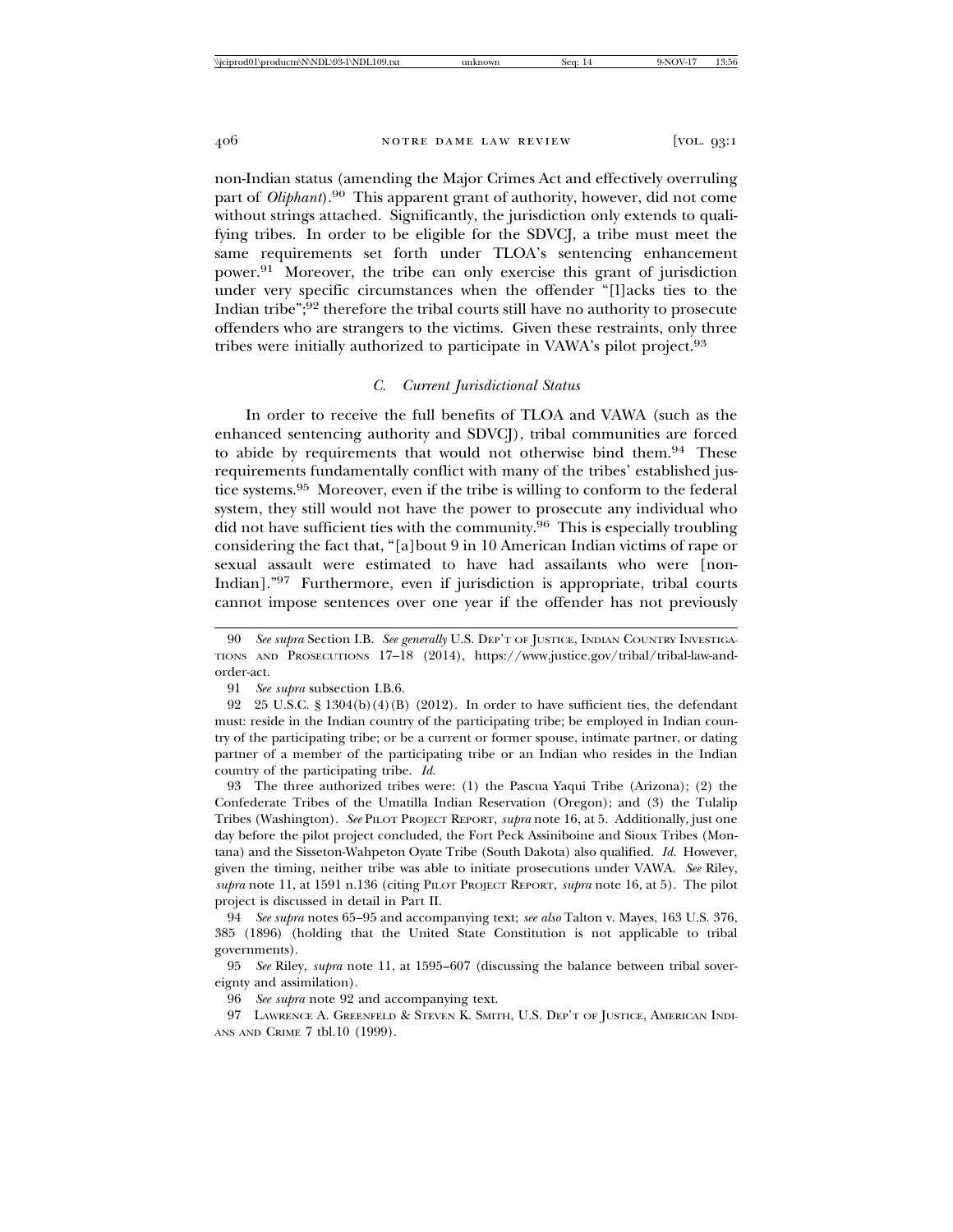non-Indian status (amending the Major Crimes Act and effectively overruling part of *Oliphant*).[90] This apparent grant of authority, however, did not come without strings attached. Significantly, the jurisdiction only extends to qualifying tribes. In order to be eligible for the SDVCJ, a tribe must meet the same requirements set forth under TLOA's sentencing enhancement power.[91] Moreover, the tribe can only exercise this grant of jurisdiction under very specific circumstances when the offender "[l]acks ties to the Indian tribe";[92] therefore the tribal courts still have no authority to prosecute offenders who are strangers to the victims. Given these restraints, only three tribes were initially authorized to participate in VAWA's pilot project.[93]

### *C. Current Jurisdictional Status*

In order to receive the full benefits of TLOA and VAWA (such as the enhanced sentencing authority and SDVCJ), tribal communities are forced to abide by requirements that would not otherwise bind them.[94] These requirements fundamentally conflict with many of the tribes' established justice systems.[95] Moreover, even if the tribe is willing to conform to the federal system, they still would not have the power to prosecute any individual who did not have sufficient ties with the community.[96] This is especially troubling considering the fact that, "[a]bout 9 in 10 American Indian victims of rape or sexual assault were estimated to have had assailants who were [non-Indian]."[97] Furthermore, even if jurisdiction is appropriate, tribal courts cannot impose sentences over one year if the offender has not previously

---

90 *See supra* Section I.B. *See generally* U.S. Dep't of Justice, Indian Country Investigations and Prosecutions 17–18 (2014), https://www.justice.gov/tribal/tribal-law-and-order-act.

91 *See supra* subsection I.B.6.

92 25 U.S.C. § 1304(b)(4)(B) (2012). In order to have sufficient ties, the defendant must: reside in the Indian country of the participating tribe; be employed in Indian country of the participating tribe; or be a current or former spouse, intimate partner, or dating partner of a member of the participating tribe or an Indian who resides in the Indian country of the participating tribe. *Id.*

93 The three authorized tribes were: (1) the Pascua Yaqui Tribe (Arizona); (2) the Confederate Tribes of the Umatilla Indian Reservation (Oregon); and (3) the Tulalip Tribes (Washington). *See* Pilot Project Report, *supra* note 16, at 5. Additionally, just one day before the pilot project concluded, the Fort Peck Assiniboine and Sioux Tribes (Montana) and the Sisseton-Wahpeton Oyate Tribe (South Dakota) also qualified. *Id.* However, given the timing, neither tribe was able to initiate prosecutions under VAWA. *See* Riley, *supra* note 11, at 1591 n.136 (citing Pilot Project Report, *supra* note 16, at 5). The pilot project is discussed in detail in Part II.

94 *See supra* notes 65–95 and accompanying text; *see also* Talton v. Mayes, 163 U.S. 376, 385 (1896) (holding that the United State Constitution is not applicable to tribal governments).

95 *See* Riley, *supra* note 11, at 1595–607 (discussing the balance between tribal sovereignty and assimilation).

96 *See supra* note 92 and accompanying text.

97 Lawrence A. Greenfeld & Steven K. Smith, U.S. Dep't of Justice, American Indians and Crime 7 tbl.10 (1999).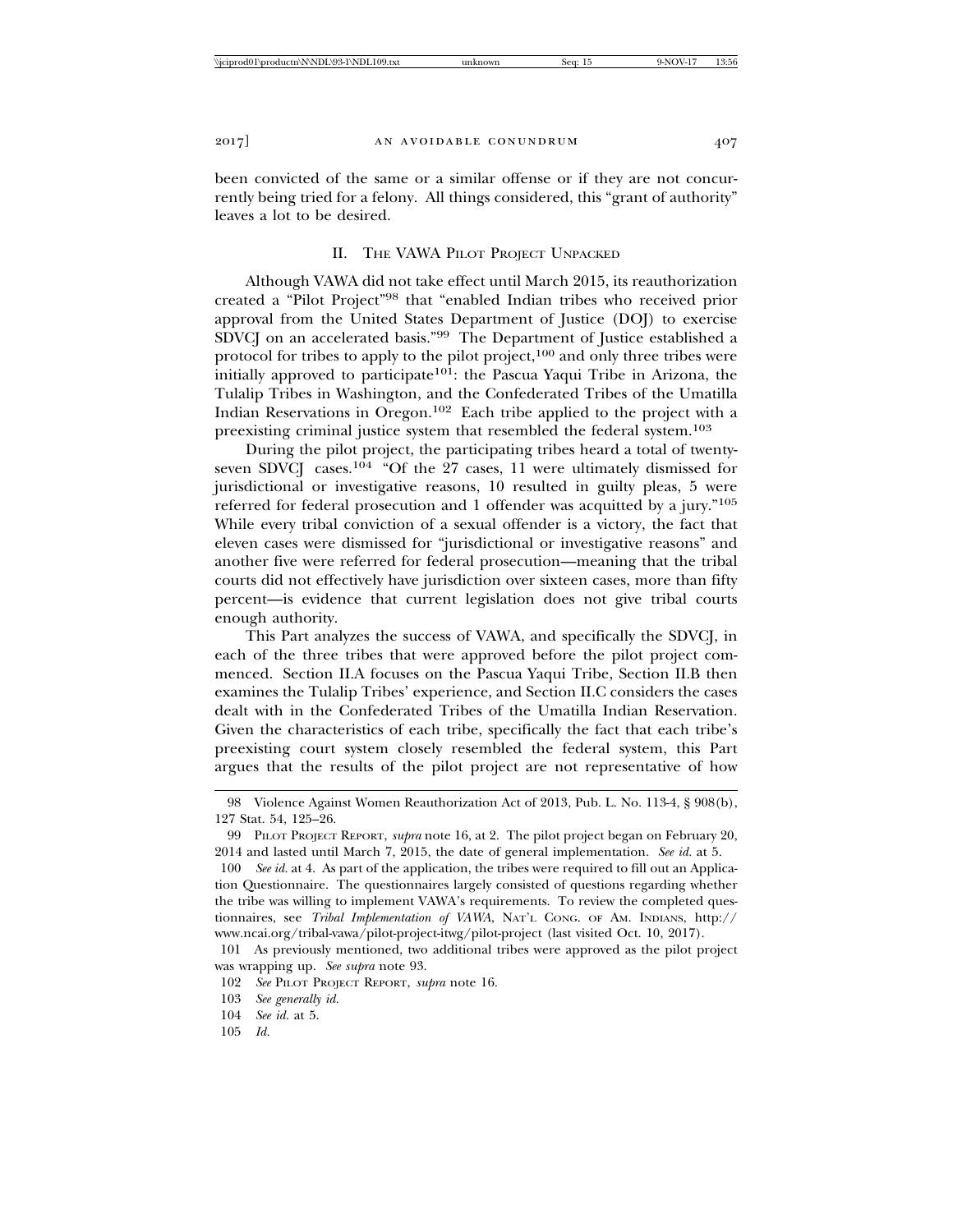been convicted of the same or a similar offense or if they are not concurrently being tried for a felony. All things considered, this "grant of authority" leaves a lot to be desired.

## II. The VAWA Pilot Project Unpacked

Although VAWA did not take effect until March 2015, its reauthorization created a "Pilot Project"[98] that "enabled Indian tribes who received prior approval from the United States Department of Justice (DOJ) to exercise SDVCJ on an accelerated basis."[99] The Department of Justice established a protocol for tribes to apply to the pilot project,[100] and only three tribes were initially approved to participate[101]: the Pascua Yaqui Tribe in Arizona, the Tulalip Tribes in Washington, and the Confederated Tribes of the Umatilla Indian Reservations in Oregon.[102] Each tribe applied to the project with a preexisting criminal justice system that resembled the federal system.[103]

During the pilot project, the participating tribes heard a total of twenty-seven SDVCJ cases.[104] "Of the 27 cases, 11 were ultimately dismissed for jurisdictional or investigative reasons, 10 resulted in guilty pleas, 5 were referred for federal prosecution and 1 offender was acquitted by a jury."[105] While every tribal conviction of a sexual offender is a victory, the fact that eleven cases were dismissed for "jurisdictional or investigative reasons" and another five were referred for federal prosecution—meaning that the tribal courts did not effectively have jurisdiction over sixteen cases, more than fifty percent—is evidence that current legislation does not give tribal courts enough authority.

This Part analyzes the success of VAWA, and specifically the SDVCJ, in each of the three tribes that were approved before the pilot project commenced. Section II.A focuses on the Pascua Yaqui Tribe, Section II.B then examines the Tulalip Tribes' experience, and Section II.C considers the cases dealt with in the Confederated Tribes of the Umatilla Indian Reservation. Given the characteristics of each tribe, specifically the fact that each tribe's preexisting court system closely resembled the federal system, this Part argues that the results of the pilot project are not representative of how

---

98 Violence Against Women Reauthorization Act of 2013, Pub. L. No. 113-4, § 908(b), 127 Stat. 54, 125–26.

99 Pilot Project Report, *supra* note 16, at 2. The pilot project began on February 20, 2014 and lasted until March 7, 2015, the date of general implementation. *See id.* at 5.

100 *See id.* at 4. As part of the application, the tribes were required to fill out an Application Questionnaire. The questionnaires largely consisted of questions regarding whether the tribe was willing to implement VAWA's requirements. To review the completed questionnaires, see *Tribal Implementation of VAWA*, Nat'l Cong. of Am. Indians, http://www.ncai.org/tribal-vawa/pilot-project-itwg/pilot-project (last visited Oct. 10, 2017).

101 As previously mentioned, two additional tribes were approved as the pilot project was wrapping up. *See supra* note 93.

102 *See* Pilot Project Report, *supra* note 16.

103 *See generally id.*

104 *See id.* at 5.

105 *Id.*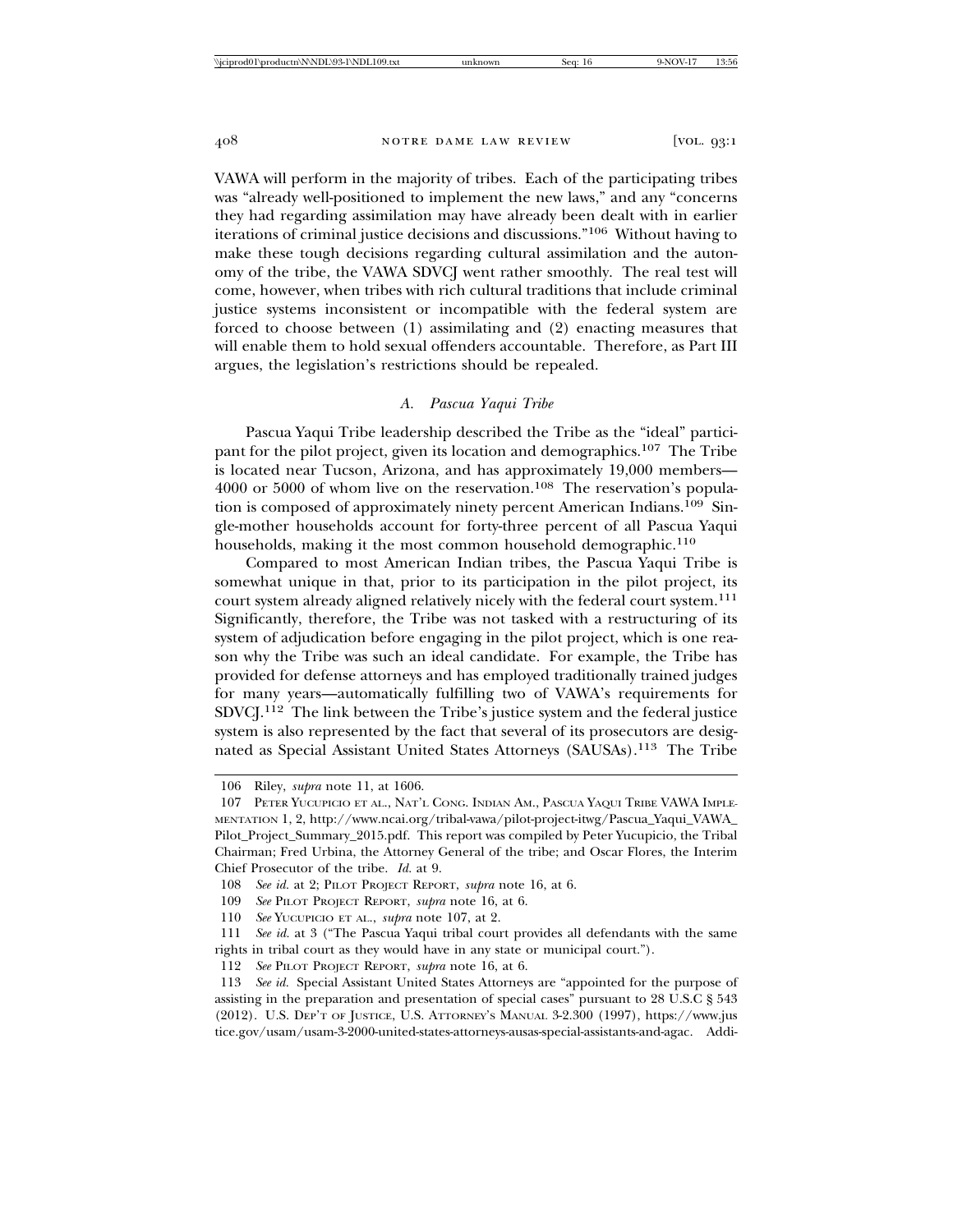VAWA will perform in the majority of tribes. Each of the participating tribes was "already well-positioned to implement the new laws," and any "concerns they had regarding assimilation may have already been dealt with in earlier iterations of criminal justice decisions and discussions."[106] Without having to make these tough decisions regarding cultural assimilation and the autonomy of the tribe, the VAWA SDVCJ went rather smoothly. The real test will come, however, when tribes with rich cultural traditions that include criminal justice systems inconsistent or incompatible with the federal system are forced to choose between (1) assimilating and (2) enacting measures that will enable them to hold sexual offenders accountable. Therefore, as Part III argues, the legislation's restrictions should be repealed.

### *A. Pascua Yaqui Tribe*

Pascua Yaqui Tribe leadership described the Tribe as the "ideal" participant for the pilot project, given its location and demographics.[107] The Tribe is located near Tucson, Arizona, and has approximately 19,000 members—4000 or 5000 of whom live on the reservation.[108] The reservation's population is composed of approximately ninety percent American Indians.[109] Single-mother households account for forty-three percent of all Pascua Yaqui households, making it the most common household demographic.[110]

Compared to most American Indian tribes, the Pascua Yaqui Tribe is somewhat unique in that, prior to its participation in the pilot project, its court system already aligned relatively nicely with the federal court system.[111] Significantly, therefore, the Tribe was not tasked with a restructuring of its system of adjudication before engaging in the pilot project, which is one reason why the Tribe was such an ideal candidate. For example, the Tribe has provided for defense attorneys and has employed traditionally trained judges for many years—automatically fulfilling two of VAWA's requirements for SDVCJ.[112] The link between the Tribe's justice system and the federal justice system is also represented by the fact that several of its prosecutors are designated as Special Assistant United States Attorneys (SAUSAs).[113] The Tribe

---

106 Riley, *supra* note 11, at 1606.

107 Peter Yucupicio et al., Nat'l Cong. Indian Am., Pascua Yaqui Tribe VAWA Implementation 1, 2, http://www.ncai.org/tribal-vawa/pilot-project-itwg/Pascua_Yaqui_VAWA_Pilot_Project_Summary_2015.pdf. This report was compiled by Peter Yucupicio, the Tribal Chairman; Fred Urbina, the Attorney General of the tribe; and Oscar Flores, the Interim Chief Prosecutor of the tribe. *Id.* at 9.

108 *See id.* at 2; Pilot Project Report, *supra* note 16, at 6.

109 *See* Pilot Project Report, *supra* note 16, at 6.

110 *See* Yucupicio et al., *supra* note 107, at 2.

111 *See id.* at 3 ("The Pascua Yaqui tribal court provides all defendants with the same rights in tribal court as they would have in any state or municipal court.").

112 *See* Pilot Project Report, *supra* note 16, at 6.

113 *See id.* Special Assistant United States Attorneys are "appointed for the purpose of assisting in the preparation and presentation of special cases" pursuant to 28 U.S.C § 543 (2012). U.S. Dep't of Justice, U.S. Attorney's Manual 3-2.300 (1997), https://www.justice.gov/usam/usam-3-2000-united-states-attorneys-ausas-special-assistants-and-agac. Addi-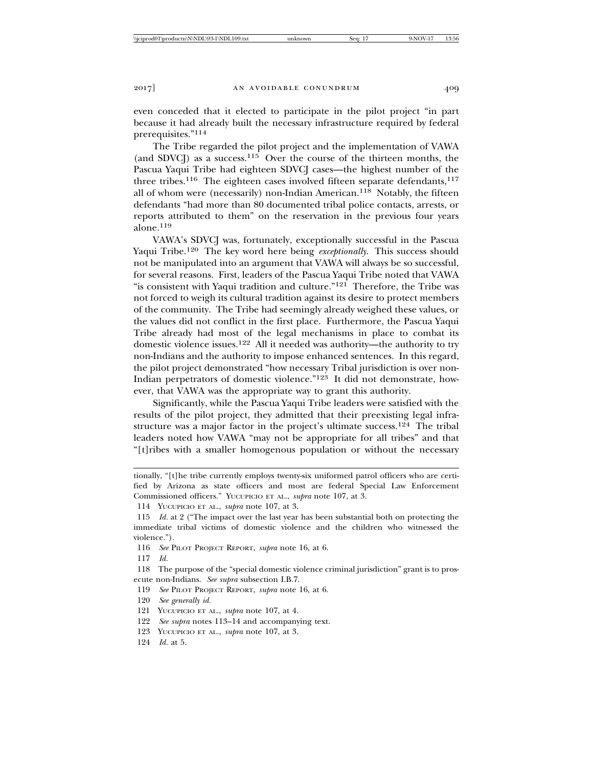even conceded that it elected to participate in the pilot project "in part because it had already built the necessary infrastructure required by federal prerequisites."[114]

The Tribe regarded the pilot project and the implementation of VAWA (and SDVCJ) as a success.[115] Over the course of the thirteen months, the Pascua Yaqui Tribe had eighteen SDVCJ cases—the highest number of the three tribes.[116] The eighteen cases involved fifteen separate defendants,[117] all of whom were (necessarily) non-Indian American.[118] Notably, the fifteen defendants "had more than 80 documented tribal police contacts, arrests, or reports attributed to them" on the reservation in the previous four years alone.[119]

VAWA's SDVCJ was, fortunately, exceptionally successful in the Pascua Yaqui Tribe.[120] The key word here being *exceptionally*. This success should not be manipulated into an argument that VAWA will always be so successful, for several reasons. First, leaders of the Pascua Yaqui Tribe noted that VAWA "is consistent with Yaqui tradition and culture."[121] Therefore, the Tribe was not forced to weigh its cultural tradition against its desire to protect members of the community. The Tribe had seemingly already weighed these values, or the values did not conflict in the first place. Furthermore, the Pascua Yaqui Tribe already had most of the legal mechanisms in place to combat its domestic violence issues.[122] All it needed was authority—the authority to try non-Indians and the authority to impose enhanced sentences. In this regard, the pilot project demonstrated "how necessary Tribal jurisdiction is over non-Indian perpetrators of domestic violence."[123] It did not demonstrate, however, that VAWA was the appropriate way to grant this authority.

Significantly, while the Pascua Yaqui Tribe leaders were satisfied with the results of the pilot project, they admitted that their preexisting legal infrastructure was a major factor in the project's ultimate success.[124] The tribal leaders noted how VAWA "may not be appropriate for all tribes" and that "[t]ribes with a smaller homogenous population or without the necessary

---

tionally, "[t]he tribe currently employs twenty-six uniformed patrol officers who are certified by Arizona as state officers and most are federal Special Law Enforcement Commissioned officers." YUCUPICIO ET AL., *supra* note 107, at 3.

114 YUCUPICIO ET AL., *supra* note 107, at 3.

115 *Id.* at 2 ("The impact over the last year has been substantial both on protecting the immediate tribal victims of domestic violence and the children who witnessed the violence.").

116 *See* PILOT PROJECT REPORT, *supra* note 16, at 6.

117 *Id.*

118 The purpose of the "special domestic violence criminal jurisdiction" grant is to prosecute non-Indians. *See supra* subsection I.B.7.

119 *See* PILOT PROJECT REPORT, *supra* note 16, at 6.

120 *See generally id.*

121 YUCUPICIO ET AL., *supra* note 107, at 4.

122 *See supra* notes 113–14 and accompanying text.

123 YUCUPICIO ET AL., *supra* note 107, at 3.

124 *Id.* at 5.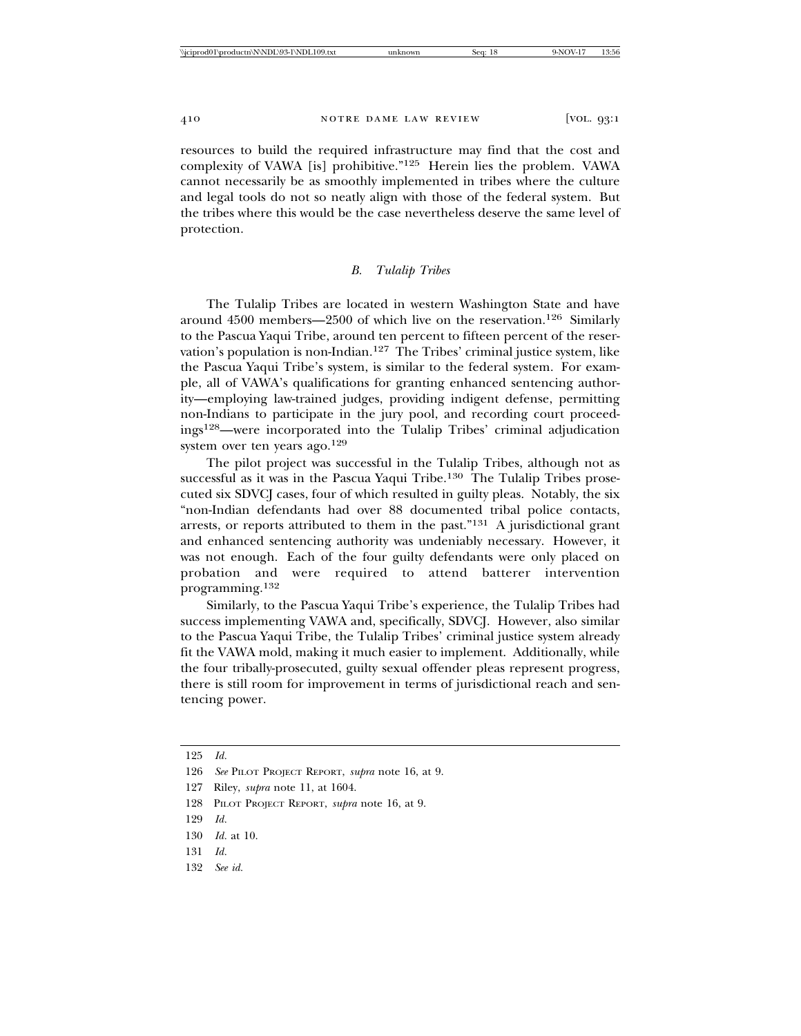resources to build the required infrastructure may find that the cost and complexity of VAWA [is] prohibitive."[125] Herein lies the problem. VAWA cannot necessarily be as smoothly implemented in tribes where the culture and legal tools do not so neatly align with those of the federal system. But the tribes where this would be the case nevertheless deserve the same level of protection.

### *B. Tulalip Tribes*

The Tulalip Tribes are located in western Washington State and have around 4500 members—2500 of which live on the reservation.[126] Similarly to the Pascua Yaqui Tribe, around ten percent to fifteen percent of the reservation's population is non-Indian.[127] The Tribes' criminal justice system, like the Pascua Yaqui Tribe's system, is similar to the federal system. For example, all of VAWA's qualifications for granting enhanced sentencing authority—employing law-trained judges, providing indigent defense, permitting non-Indians to participate in the jury pool, and recording court proceedings[128]—were incorporated into the Tulalip Tribes' criminal adjudication system over ten years ago.[129]

The pilot project was successful in the Tulalip Tribes, although not as successful as it was in the Pascua Yaqui Tribe.[130] The Tulalip Tribes prosecuted six SDVCJ cases, four of which resulted in guilty pleas. Notably, the six "non-Indian defendants had over 88 documented tribal police contacts, arrests, or reports attributed to them in the past."[131] A jurisdictional grant and enhanced sentencing authority was undeniably necessary. However, it was not enough. Each of the four guilty defendants were only placed on probation and were required to attend batterer intervention programming.[132]

Similarly, to the Pascua Yaqui Tribe's experience, the Tulalip Tribes had success implementing VAWA and, specifically, SDVCJ. However, also similar to the Pascua Yaqui Tribe, the Tulalip Tribes' criminal justice system already fit the VAWA mold, making it much easier to implement. Additionally, while the four tribally-prosecuted, guilty sexual offender pleas represent progress, there is still room for improvement in terms of jurisdictional reach and sentencing power.

---

125 *Id.*

126 *See* Pilot Project Report, *supra* note 16, at 9.

127 Riley, *supra* note 11, at 1604.

128 Pilot Project Report, *supra* note 16, at 9.

129 *Id.*

130 *Id.* at 10.

131 *Id.*

132 *See id.*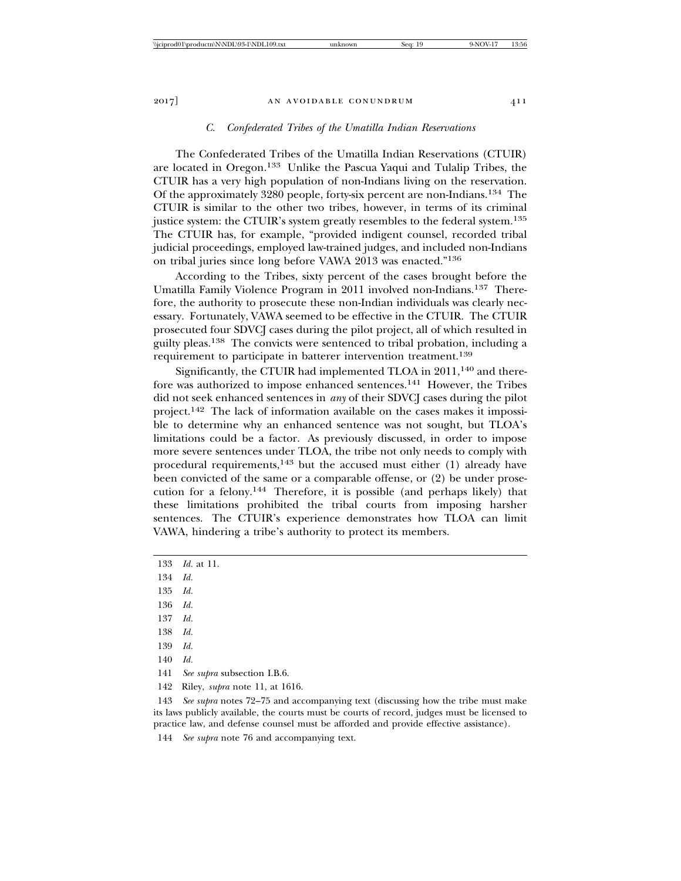### *C. Confederated Tribes of the Umatilla Indian Reservations*

The Confederated Tribes of the Umatilla Indian Reservations (CTUIR) are located in Oregon.[133] Unlike the Pascua Yaqui and Tulalip Tribes, the CTUIR has a very high population of non-Indians living on the reservation. Of the approximately 3280 people, forty-six percent are non-Indians.[134] The CTUIR is similar to the other two tribes, however, in terms of its criminal justice system: the CTUIR's system greatly resembles to the federal system.[135] The CTUIR has, for example, "provided indigent counsel, recorded tribal judicial proceedings, employed law-trained judges, and included non-Indians on tribal juries since long before VAWA 2013 was enacted."[136]

According to the Tribes, sixty percent of the cases brought before the Umatilla Family Violence Program in 2011 involved non-Indians.[137] Therefore, the authority to prosecute these non-Indian individuals was clearly necessary. Fortunately, VAWA seemed to be effective in the CTUIR. The CTUIR prosecuted four SDVCJ cases during the pilot project, all of which resulted in guilty pleas.[138] The convicts were sentenced to tribal probation, including a requirement to participate in batterer intervention treatment.[139]

Significantly, the CTUIR had implemented TLOA in 2011,[140] and therefore was authorized to impose enhanced sentences.[141] However, the Tribes did not seek enhanced sentences in *any* of their SDVCJ cases during the pilot project.[142] The lack of information available on the cases makes it impossible to determine why an enhanced sentence was not sought, but TLOA's limitations could be a factor. As previously discussed, in order to impose more severe sentences under TLOA, the tribe not only needs to comply with procedural requirements,[143] but the accused must either (1) already have been convicted of the same or a comparable offense, or (2) be under prosecution for a felony.[144] Therefore, it is possible (and perhaps likely) that these limitations prohibited the tribal courts from imposing harsher sentences. The CTUIR's experience demonstrates how TLOA can limit VAWA, hindering a tribe's authority to protect its members.

---

133 *Id.* at 11.

134 *Id.*

135 *Id.*

136 *Id.*

137 *Id.*

138 *Id.*

139 *Id.*

140 *Id.*

141 *See supra* subsection I.B.6.

142 Riley, *supra* note 11, at 1616.

143 *See supra* notes 72–75 and accompanying text (discussing how the tribe must make its laws publicly available, the courts must be courts of record, judges must be licensed to practice law, and defense counsel must be afforded and provide effective assistance).

144 *See supra* note 76 and accompanying text.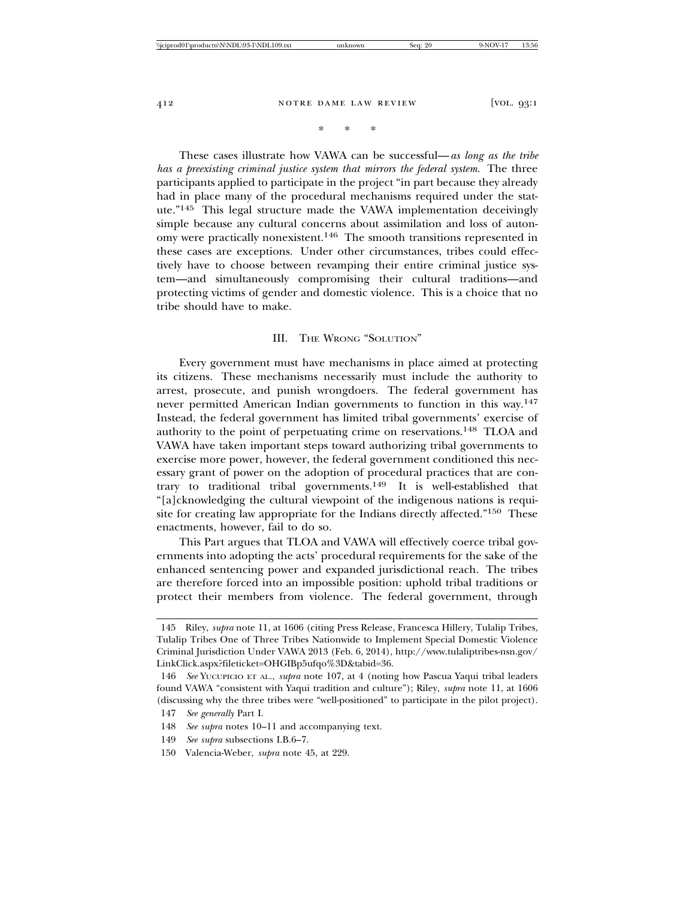\*       \*       \*

These cases illustrate how VAWA can be successful—*as long as the tribe has a preexisting criminal justice system that mirrors the federal system.* The three participants applied to participate in the project "in part because they already had in place many of the procedural mechanisms required under the statute."[145] This legal structure made the VAWA implementation deceivingly simple because any cultural concerns about assimilation and loss of autonomy were practically nonexistent.[146] The smooth transitions represented in these cases are exceptions. Under other circumstances, tribes could effectively have to choose between revamping their entire criminal justice system—and simultaneously compromising their cultural traditions—and protecting victims of gender and domestic violence. This is a choice that no tribe should have to make.

## III. The Wrong "Solution"

Every government must have mechanisms in place aimed at protecting its citizens. These mechanisms necessarily must include the authority to arrest, prosecute, and punish wrongdoers. The federal government has never permitted American Indian governments to function in this way.[147] Instead, the federal government has limited tribal governments' exercise of authority to the point of perpetuating crime on reservations.[148] TLOA and VAWA have taken important steps toward authorizing tribal governments to exercise more power, however, the federal government conditioned this necessary grant of power on the adoption of procedural practices that are contrary to traditional tribal governments.[149] It is well-established that "[a]cknowledging the cultural viewpoint of the indigenous nations is requisite for creating law appropriate for the Indians directly affected."[150] These enactments, however, fail to do so.

This Part argues that TLOA and VAWA will effectively coerce tribal governments into adopting the acts' procedural requirements for the sake of the enhanced sentencing power and expanded jurisdictional reach. The tribes are therefore forced into an impossible position: uphold tribal traditions or protect their members from violence. The federal government, through

---

145 Riley, *supra* note 11, at 1606 (citing Press Release, Francesca Hillery, Tulalip Tribes, Tulalip Tribes One of Three Tribes Nationwide to Implement Special Domestic Violence Criminal Jurisdiction Under VAWA 2013 (Feb. 6, 2014), http://www.tulaliptribes-nsn.gov/LinkClick.aspx?fileticket=OHGIBp5ufqo%3D&tabid=36.

146 *See* Yucupicio et al., *supra* note 107, at 4 (noting how Pascua Yaqui tribal leaders found VAWA "consistent with Yaqui tradition and culture"); Riley, *supra* note 11, at 1606 (discussing why the three tribes were "well-positioned" to participate in the pilot project).

147 *See generally* Part I.

148 *See supra* notes 10–11 and accompanying text.

149 *See supra* subsections I.B.6–7.

150 Valencia-Weber, *supra* note 45, at 229.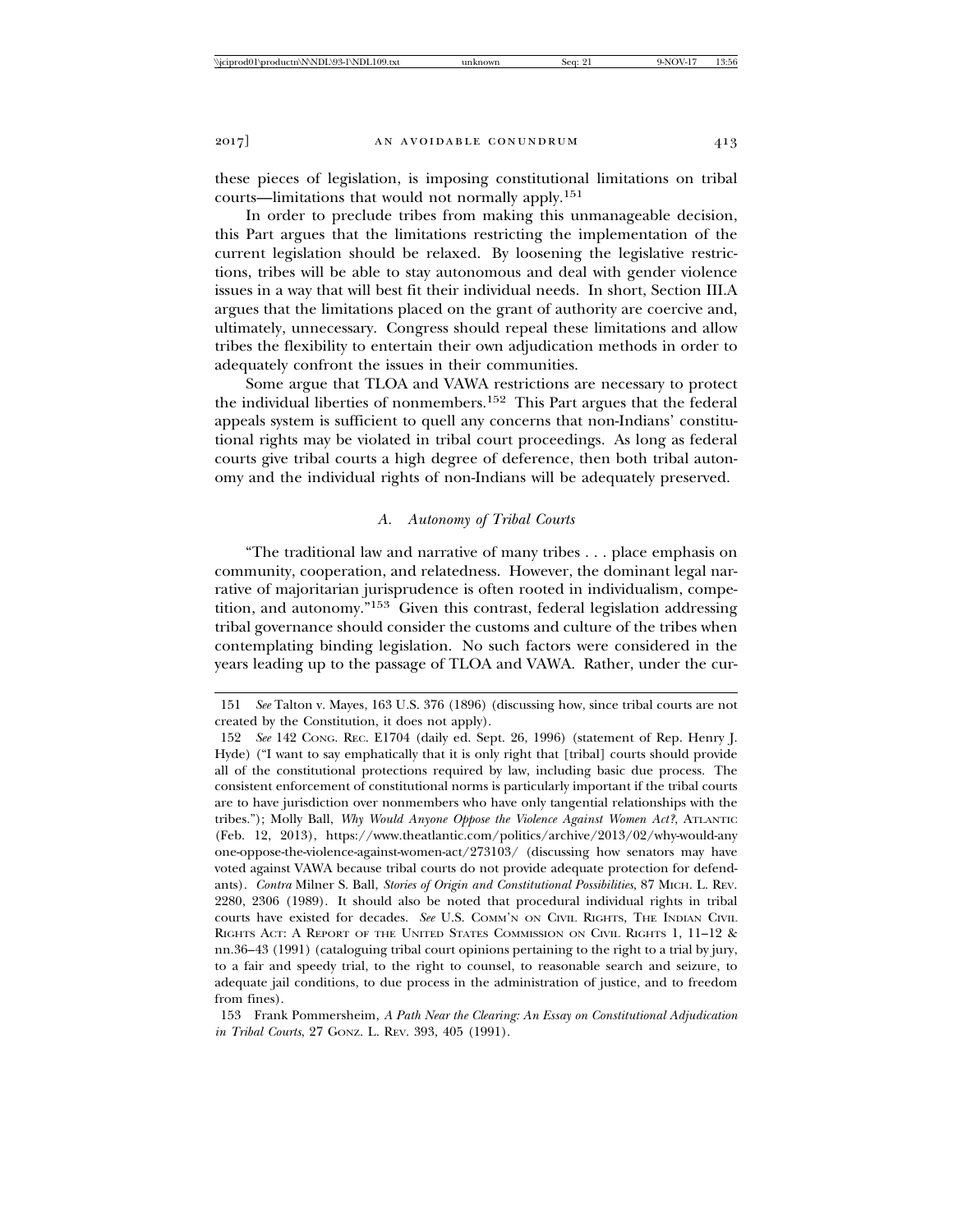these pieces of legislation, is imposing constitutional limitations on tribal courts—limitations that would not normally apply.[151]

In order to preclude tribes from making this unmanageable decision, this Part argues that the limitations restricting the implementation of the current legislation should be relaxed. By loosening the legislative restrictions, tribes will be able to stay autonomous and deal with gender violence issues in a way that will best fit their individual needs. In short, Section III.A argues that the limitations placed on the grant of authority are coercive and, ultimately, unnecessary. Congress should repeal these limitations and allow tribes the flexibility to entertain their own adjudication methods in order to adequately confront the issues in their communities.

Some argue that TLOA and VAWA restrictions are necessary to protect the individual liberties of nonmembers.[152] This Part argues that the federal appeals system is sufficient to quell any concerns that non-Indians' constitutional rights may be violated in tribal court proceedings. As long as federal courts give tribal courts a high degree of deference, then both tribal autonomy and the individual rights of non-Indians will be adequately preserved.

### *A. Autonomy of Tribal Courts*

"The traditional law and narrative of many tribes . . . place emphasis on community, cooperation, and relatedness. However, the dominant legal narrative of majoritarian jurisprudence is often rooted in individualism, competition, and autonomy."[153] Given this contrast, federal legislation addressing tribal governance should consider the customs and culture of the tribes when contemplating binding legislation. No such factors were considered in the years leading up to the passage of TLOA and VAWA. Rather, under the cur-

---

151 *See* Talton v. Mayes, 163 U.S. 376 (1896) (discussing how, since tribal courts are not created by the Constitution, it does not apply).

152 *See* 142 CONG. REC. E1704 (daily ed. Sept. 26, 1996) (statement of Rep. Henry J. Hyde) ("I want to say emphatically that it is only right that [tribal] courts should provide all of the constitutional protections required by law, including basic due process. The consistent enforcement of constitutional norms is particularly important if the tribal courts are to have jurisdiction over nonmembers who have only tangential relationships with the tribes."); Molly Ball, *Why Would Anyone Oppose the Violence Against Women Act?*, ATLANTIC (Feb. 12, 2013), https://www.theatlantic.com/politics/archive/2013/02/why-would-any one-oppose-the-violence-against-women-act/273103/ (discussing how senators may have voted against VAWA because tribal courts do not provide adequate protection for defendants). *Contra* Milner S. Ball, *Stories of Origin and Constitutional Possibilities*, 87 MICH. L. REV. 2280, 2306 (1989). It should also be noted that procedural individual rights in tribal courts have existed for decades. *See* U.S. COMM'N ON CIVIL RIGHTS, THE INDIAN CIVIL RIGHTS ACT: A REPORT OF THE UNITED STATES COMMISSION ON CIVIL RIGHTS 1, 11–12 & nn.36–43 (1991) (cataloguing tribal court opinions pertaining to the right to a trial by jury, to a fair and speedy trial, to the right to counsel, to reasonable search and seizure, to adequate jail conditions, to due process in the administration of justice, and to freedom from fines).

153 Frank Pommersheim, *A Path Near the Clearing: An Essay on Constitutional Adjudication in Tribal Courts*, 27 GONZ. L. REV. 393, 405 (1991).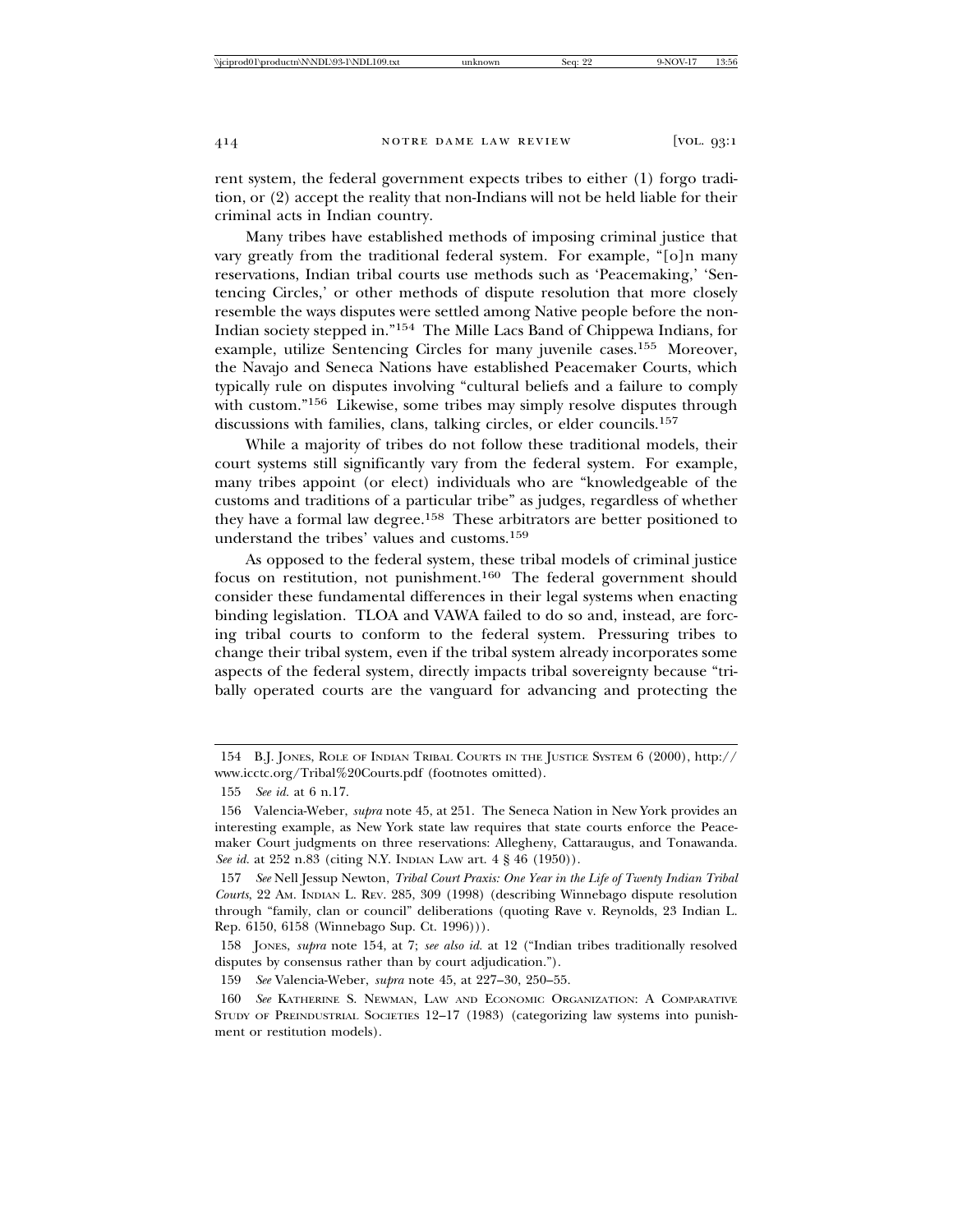rent system, the federal government expects tribes to either (1) forgo tradition, or (2) accept the reality that non-Indians will not be held liable for their criminal acts in Indian country.

Many tribes have established methods of imposing criminal justice that vary greatly from the traditional federal system. For example, "[o]n many reservations, Indian tribal courts use methods such as 'Peacemaking,' 'Sentencing Circles,' or other methods of dispute resolution that more closely resemble the ways disputes were settled among Native people before the non-Indian society stepped in."[154] The Mille Lacs Band of Chippewa Indians, for example, utilize Sentencing Circles for many juvenile cases.[155] Moreover, the Navajo and Seneca Nations have established Peacemaker Courts, which typically rule on disputes involving "cultural beliefs and a failure to comply with custom."[156] Likewise, some tribes may simply resolve disputes through discussions with families, clans, talking circles, or elder councils.[157]

While a majority of tribes do not follow these traditional models, their court systems still significantly vary from the federal system. For example, many tribes appoint (or elect) individuals who are "knowledgeable of the customs and traditions of a particular tribe" as judges, regardless of whether they have a formal law degree.[158] These arbitrators are better positioned to understand the tribes' values and customs.[159]

As opposed to the federal system, these tribal models of criminal justice focus on restitution, not punishment.[160] The federal government should consider these fundamental differences in their legal systems when enacting binding legislation. TLOA and VAWA failed to do so and, instead, are forcing tribal courts to conform to the federal system. Pressuring tribes to change their tribal system, even if the tribal system already incorporates some aspects of the federal system, directly impacts tribal sovereignty because "tribally operated courts are the vanguard for advancing and protecting the

---

154 B.J. Jones, Role of Indian Tribal Courts in the Justice System 6 (2000), http://www.icctc.org/Tribal%20Courts.pdf (footnotes omitted).

155 *See id.* at 6 n.17.

156 Valencia-Weber, *supra* note 45, at 251. The Seneca Nation in New York provides an interesting example, as New York state law requires that state courts enforce the Peacemaker Court judgments on three reservations: Allegheny, Cattaraugus, and Tonawanda. *See id.* at 252 n.83 (citing N.Y. Indian Law art. 4 § 46 (1950)).

157 *See* Nell Jessup Newton, *Tribal Court Praxis: One Year in the Life of Twenty Indian Tribal Courts*, 22 Am. Indian L. Rev. 285, 309 (1998) (describing Winnebago dispute resolution through "family, clan or council" deliberations (quoting Rave v. Reynolds, 23 Indian L. Rep. 6150, 6158 (Winnebago Sup. Ct. 1996))).

158 Jones, *supra* note 154, at 7; *see also id.* at 12 ("Indian tribes traditionally resolved disputes by consensus rather than by court adjudication.").

159 *See* Valencia-Weber, *supra* note 45, at 227–30, 250–55.

160 *See* Katherine S. Newman, Law and Economic Organization: A Comparative Study of Preindustrial Societies 12–17 (1983) (categorizing law systems into punishment or restitution models).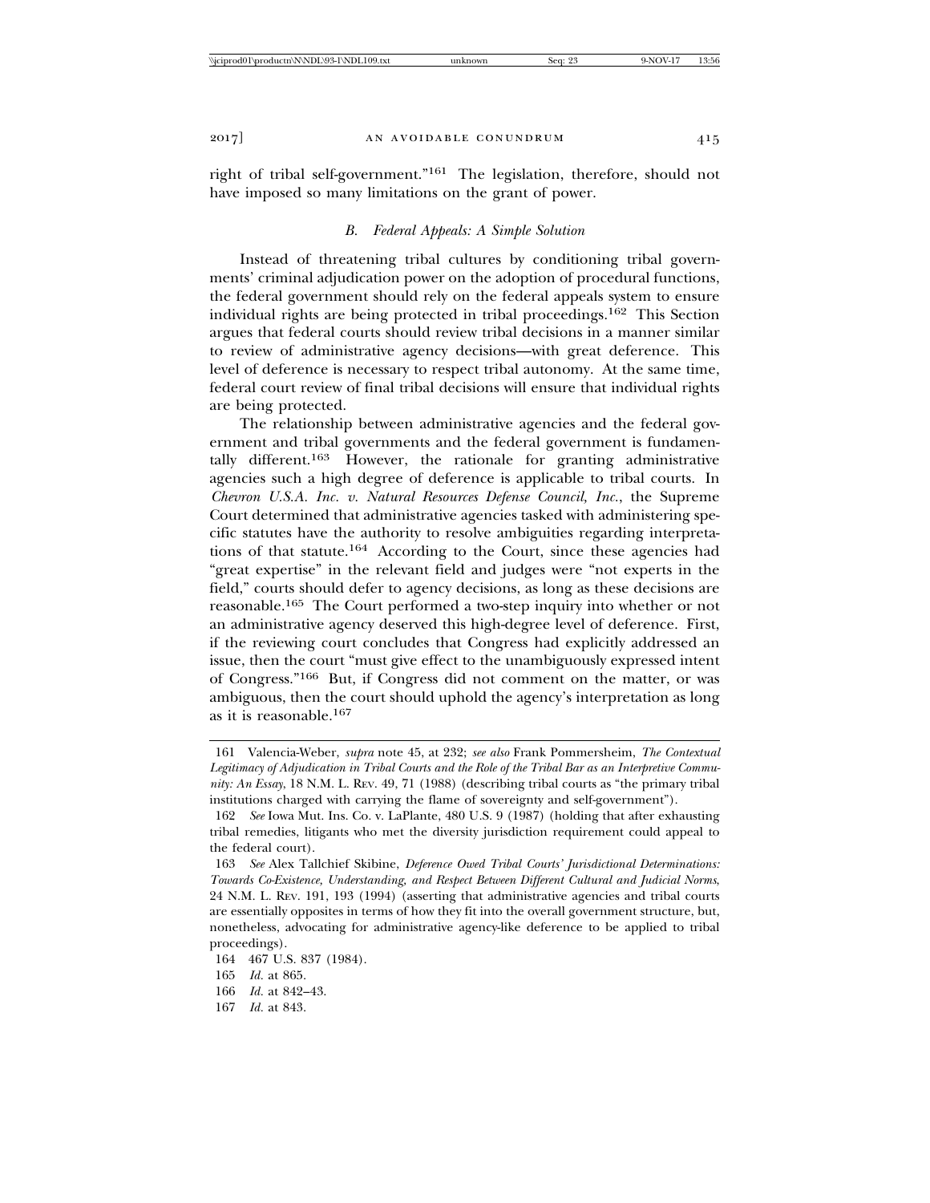right of tribal self-government."[161] The legislation, therefore, should not have imposed so many limitations on the grant of power.

### *B. Federal Appeals: A Simple Solution*

Instead of threatening tribal cultures by conditioning tribal governments' criminal adjudication power on the adoption of procedural functions, the federal government should rely on the federal appeals system to ensure individual rights are being protected in tribal proceedings.[162] This Section argues that federal courts should review tribal decisions in a manner similar to review of administrative agency decisions—with great deference. This level of deference is necessary to respect tribal autonomy. At the same time, federal court review of final tribal decisions will ensure that individual rights are being protected.

The relationship between administrative agencies and the federal government and tribal governments and the federal government is fundamentally different.[163] However, the rationale for granting administrative agencies such a high degree of deference is applicable to tribal courts. In *Chevron U.S.A. Inc. v. Natural Resources Defense Council, Inc.*, the Supreme Court determined that administrative agencies tasked with administering specific statutes have the authority to resolve ambiguities regarding interpretations of that statute.[164] According to the Court, since these agencies had "great expertise" in the relevant field and judges were "not experts in the field," courts should defer to agency decisions, as long as these decisions are reasonable.[165] The Court performed a two-step inquiry into whether or not an administrative agency deserved this high-degree level of deference. First, if the reviewing court concludes that Congress had explicitly addressed an issue, then the court "must give effect to the unambiguously expressed intent of Congress."[166] But, if Congress did not comment on the matter, or was ambiguous, then the court should uphold the agency's interpretation as long as it is reasonable.[167]

---

161 Valencia-Weber, *supra* note 45, at 232; *see also* Frank Pommersheim, *The Contextual Legitimacy of Adjudication in Tribal Courts and the Role of the Tribal Bar as an Interpretive Community: An Essay*, 18 N.M. L. REV. 49, 71 (1988) (describing tribal courts as "the primary tribal institutions charged with carrying the flame of sovereignty and self-government").

162 *See* Iowa Mut. Ins. Co. v. LaPlante, 480 U.S. 9 (1987) (holding that after exhausting tribal remedies, litigants who met the diversity jurisdiction requirement could appeal to the federal court).

163 *See* Alex Tallchief Skibine, *Deference Owed Tribal Courts' Jurisdictional Determinations: Towards Co-Existence, Understanding, and Respect Between Different Cultural and Judicial Norms*, 24 N.M. L. REV. 191, 193 (1994) (asserting that administrative agencies and tribal courts are essentially opposites in terms of how they fit into the overall government structure, but, nonetheless, advocating for administrative agency-like deference to be applied to tribal proceedings).

164 467 U.S. 837 (1984).

165 *Id.* at 865.

166 *Id.* at 842–43.

167 *Id.* at 843.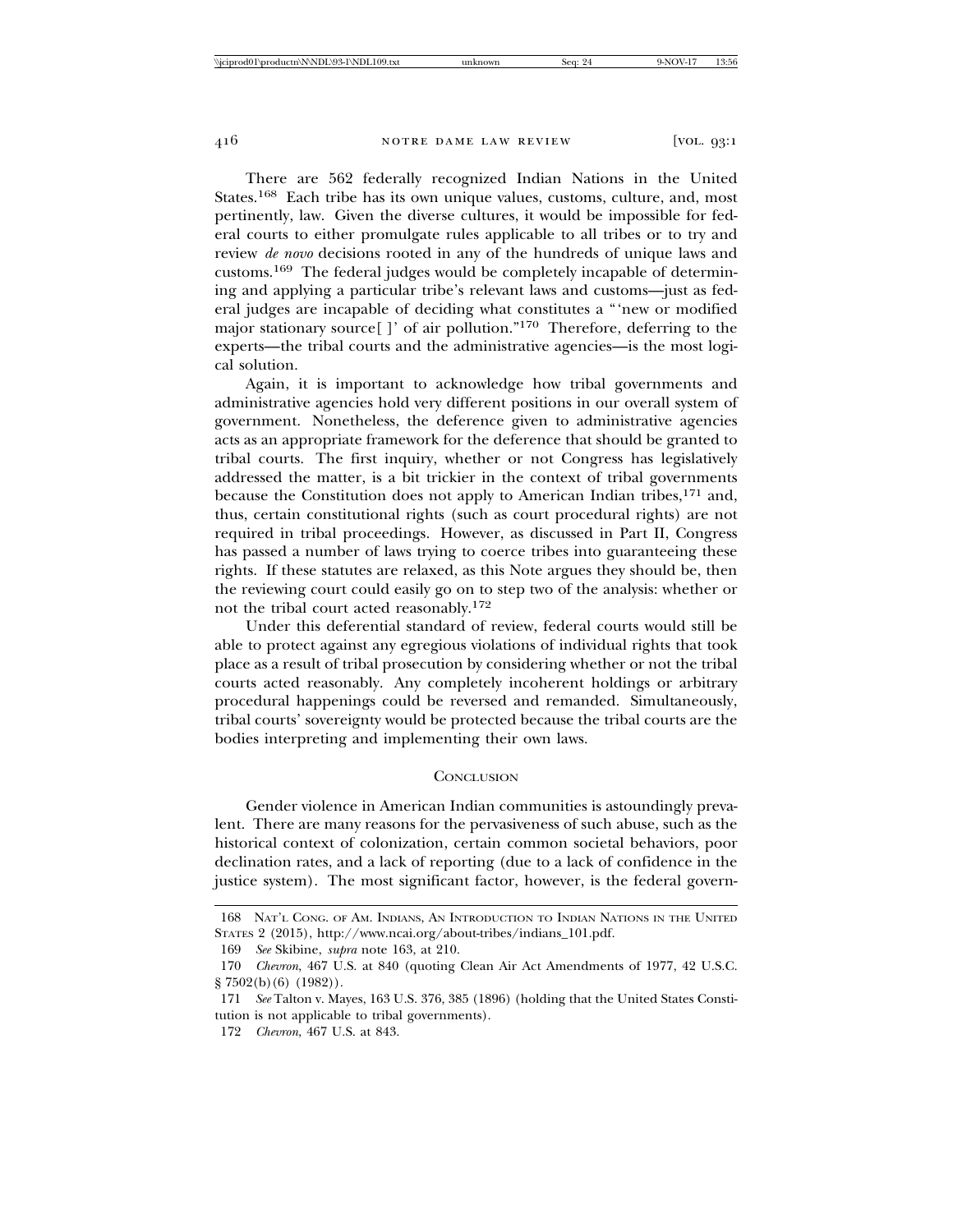There are 562 federally recognized Indian Nations in the United States.[168] Each tribe has its own unique values, customs, culture, and, most pertinently, law. Given the diverse cultures, it would be impossible for federal courts to either promulgate rules applicable to all tribes or to try and review *de novo* decisions rooted in any of the hundreds of unique laws and customs.[169] The federal judges would be completely incapable of determining and applying a particular tribe's relevant laws and customs—just as federal judges are incapable of deciding what constitutes a "'new or modified major stationary source[ ]' of air pollution."[170] Therefore, deferring to the experts—the tribal courts and the administrative agencies—is the most logical solution.

Again, it is important to acknowledge how tribal governments and administrative agencies hold very different positions in our overall system of government. Nonetheless, the deference given to administrative agencies acts as an appropriate framework for the deference that should be granted to tribal courts. The first inquiry, whether or not Congress has legislatively addressed the matter, is a bit trickier in the context of tribal governments because the Constitution does not apply to American Indian tribes,[171] and, thus, certain constitutional rights (such as court procedural rights) are not required in tribal proceedings. However, as discussed in Part II, Congress has passed a number of laws trying to coerce tribes into guaranteeing these rights. If these statutes are relaxed, as this Note argues they should be, then the reviewing court could easily go on to step two of the analysis: whether or not the tribal court acted reasonably.[172]

Under this deferential standard of review, federal courts would still be able to protect against any egregious violations of individual rights that took place as a result of tribal prosecution by considering whether or not the tribal courts acted reasonably. Any completely incoherent holdings or arbitrary procedural happenings could be reversed and remanded. Simultaneously, tribal courts' sovereignty would be protected because the tribal courts are the bodies interpreting and implementing their own laws.

## Conclusion

Gender violence in American Indian communities is astoundingly prevalent. There are many reasons for the pervasiveness of such abuse, such as the historical context of colonization, certain common societal behaviors, poor declination rates, and a lack of reporting (due to a lack of confidence in the justice system). The most significant factor, however, is the federal govern-

---

168 Nat'l Cong. of Am. Indians, An Introduction to Indian Nations in the United States 2 (2015), http://www.ncai.org/about-tribes/indians_101.pdf.

169 *See* Skibine, *supra* note 163, at 210.

170 *Chevron*, 467 U.S. at 840 (quoting Clean Air Act Amendments of 1977, 42 U.S.C. § 7502(b)(6) (1982)).

171 *See* Talton v. Mayes, 163 U.S. 376, 385 (1896) (holding that the United States Constitution is not applicable to tribal governments).

172 *Chevron*, 467 U.S. at 843.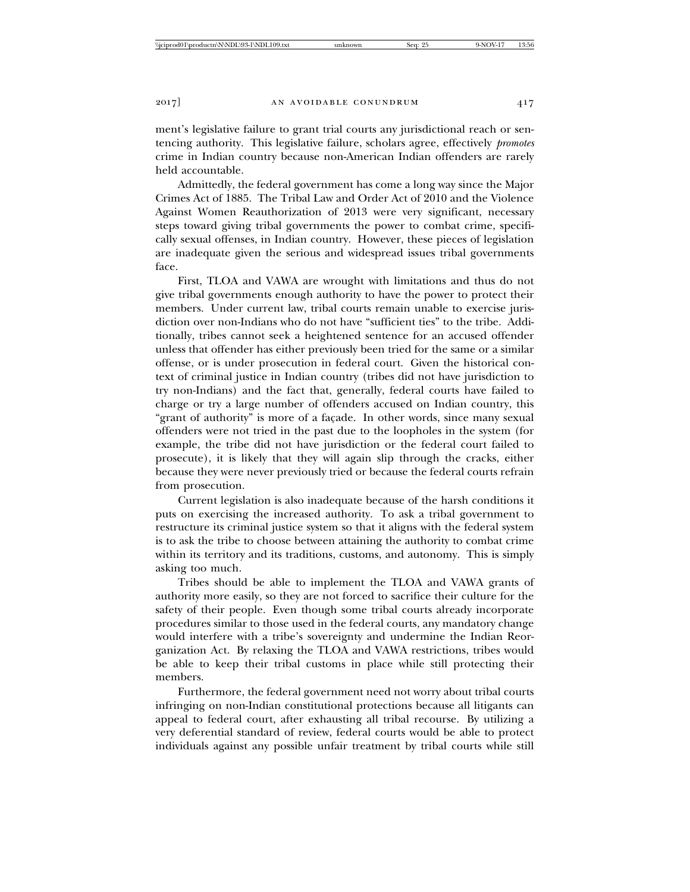ment's legislative failure to grant trial courts any jurisdictional reach or sentencing authority. This legislative failure, scholars agree, effectively *promotes* crime in Indian country because non-American Indian offenders are rarely held accountable.

Admittedly, the federal government has come a long way since the Major Crimes Act of 1885. The Tribal Law and Order Act of 2010 and the Violence Against Women Reauthorization of 2013 were very significant, necessary steps toward giving tribal governments the power to combat crime, specifically sexual offenses, in Indian country. However, these pieces of legislation are inadequate given the serious and widespread issues tribal governments face.

First, TLOA and VAWA are wrought with limitations and thus do not give tribal governments enough authority to have the power to protect their members. Under current law, tribal courts remain unable to exercise jurisdiction over non-Indians who do not have "sufficient ties" to the tribe. Additionally, tribes cannot seek a heightened sentence for an accused offender unless that offender has either previously been tried for the same or a similar offense, or is under prosecution in federal court. Given the historical context of criminal justice in Indian country (tribes did not have jurisdiction to try non-Indians) and the fact that, generally, federal courts have failed to charge or try a large number of offenders accused on Indian country, this "grant of authority" is more of a façade. In other words, since many sexual offenders were not tried in the past due to the loopholes in the system (for example, the tribe did not have jurisdiction or the federal court failed to prosecute), it is likely that they will again slip through the cracks, either because they were never previously tried or because the federal courts refrain from prosecution.

Current legislation is also inadequate because of the harsh conditions it puts on exercising the increased authority. To ask a tribal government to restructure its criminal justice system so that it aligns with the federal system is to ask the tribe to choose between attaining the authority to combat crime within its territory and its traditions, customs, and autonomy. This is simply asking too much.

Tribes should be able to implement the TLOA and VAWA grants of authority more easily, so they are not forced to sacrifice their culture for the safety of their people. Even though some tribal courts already incorporate procedures similar to those used in the federal courts, any mandatory change would interfere with a tribe's sovereignty and undermine the Indian Reorganization Act. By relaxing the TLOA and VAWA restrictions, tribes would be able to keep their tribal customs in place while still protecting their members.

Furthermore, the federal government need not worry about tribal courts infringing on non-Indian constitutional protections because all litigants can appeal to federal court, after exhausting all tribal recourse. By utilizing a very deferential standard of review, federal courts would be able to protect individuals against any possible unfair treatment by tribal courts while still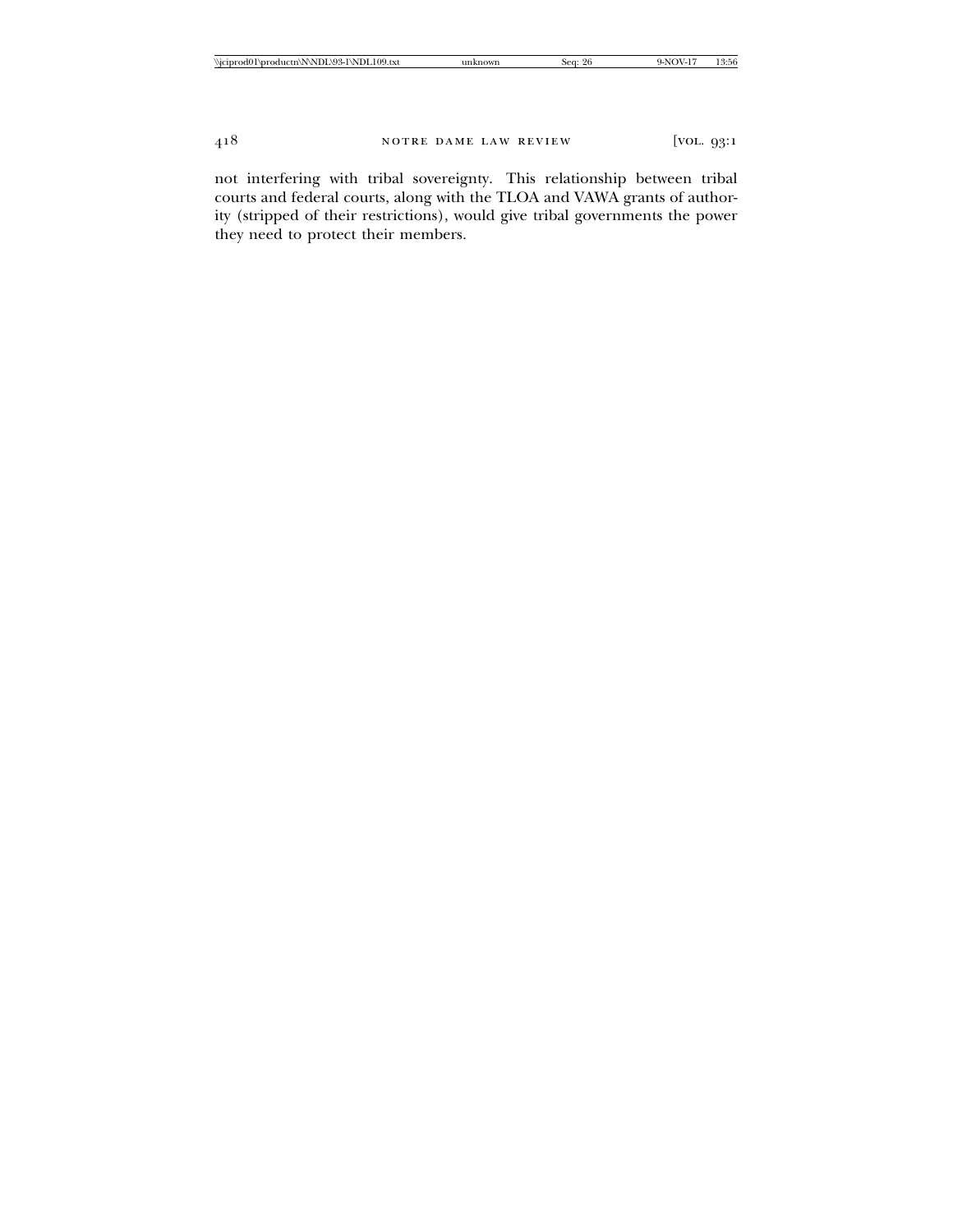not interfering with tribal sovereignty. This relationship between tribal courts and federal courts, along with the TLOA and VAWA grants of authority (stripped of their restrictions), would give tribal governments the power they need to protect their members.